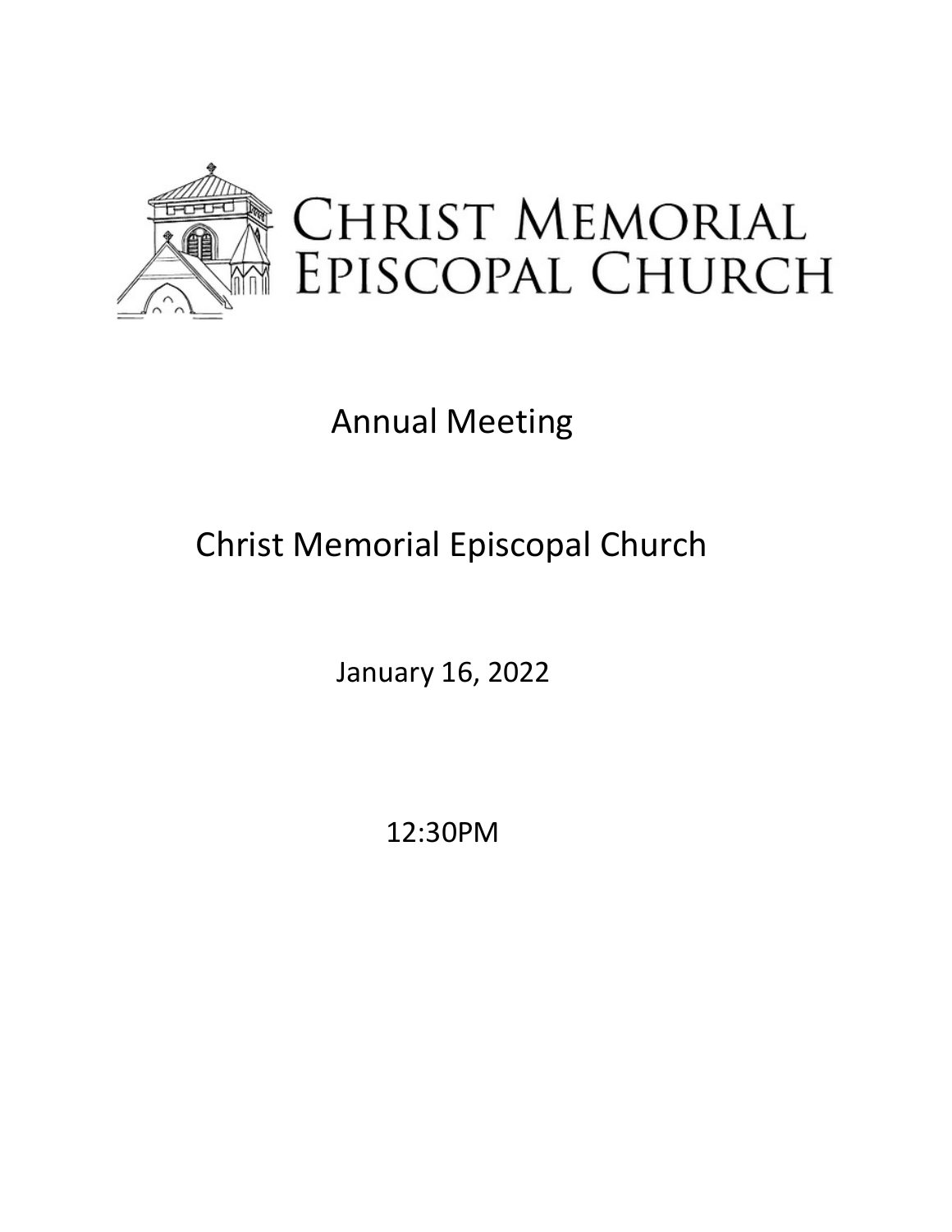# CHRIST MEMORIAL EPISCOPAL CHURCH

## Annual Meeting

## Christ Memorial Episcopal Church

January 16, 2022

12:30PM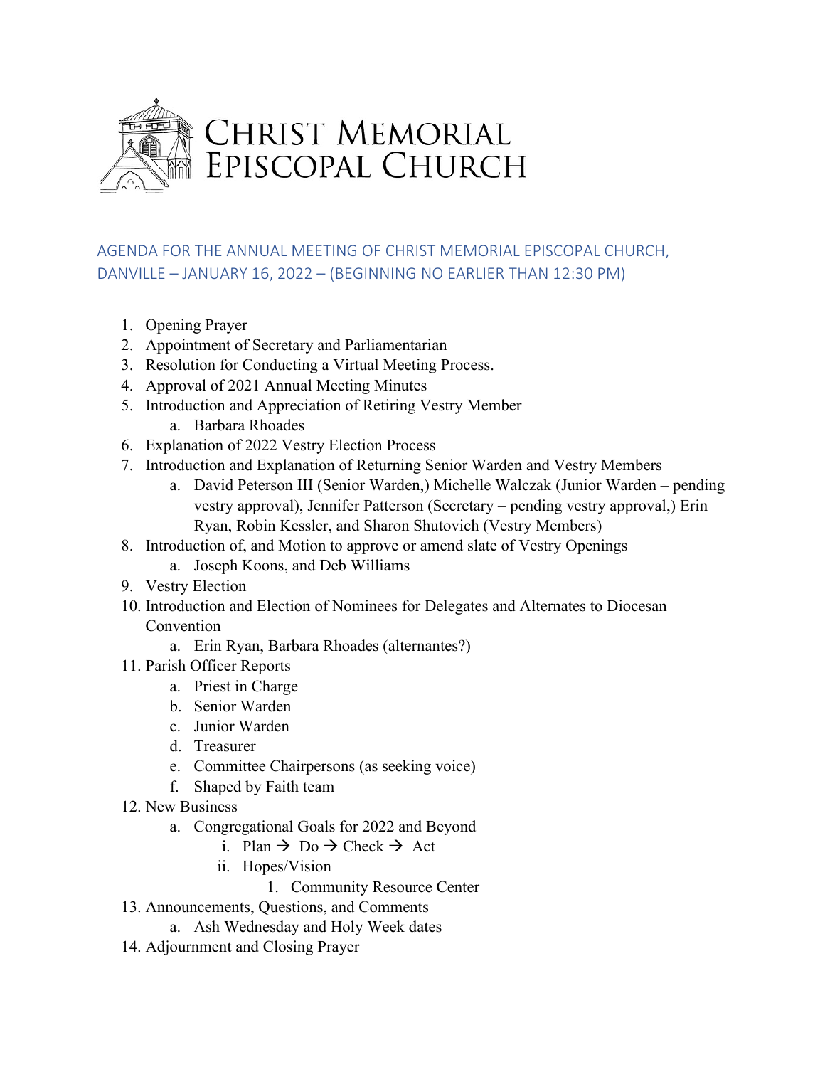# Christ Memorial Episcopal Church

## AGENDA FOR THE ANNUAL MEETING OF CHRIST MEMORIAL EPISCOPAL CHURCH, DANVILLE – JANUARY 16, 2022 – (BEGINNING NO EARLIER THAN 12:30 PM)

1. Opening Prayer
2. Appointment of Secretary and Parliamentarian
3. Resolution for Conducting a Virtual Meeting Process.
4. Approval of 2021 Annual Meeting Minutes
5. Introduction and Appreciation of Retiring Vestry Member
    a. Barbara Rhoades
6. Explanation of 2022 Vestry Election Process
7. Introduction and Explanation of Returning Senior Warden and Vestry Members
    a. David Peterson III (Senior Warden,) Michelle Walczak (Junior Warden – pending vestry approval), Jennifer Patterson (Secretary – pending vestry approval,) Erin Ryan, Robin Kessler, and Sharon Shutovich (Vestry Members)
8. Introduction of, and Motion to approve or amend slate of Vestry Openings
    a. Joseph Koons, and Deb Williams
9. Vestry Election
10. Introduction and Election of Nominees for Delegates and Alternates to Diocesan Convention
    a. Erin Ryan, Barbara Rhoades (alternantes?)
11. Parish Officer Reports
    a. Priest in Charge
    b. Senior Warden
    c. Junior Warden
    d. Treasurer
    e. Committee Chairpersons (as seeking voice)
    f. Shaped by Faith team
12. New Business
    a. Congregational Goals for 2022 and Beyond
        i. Plan → Do → Check → Act
        ii. Hopes/Vision
            1. Community Resource Center
13. Announcements, Questions, and Comments
    a. Ash Wednesday and Holy Week dates
14. Adjournment and Closing Prayer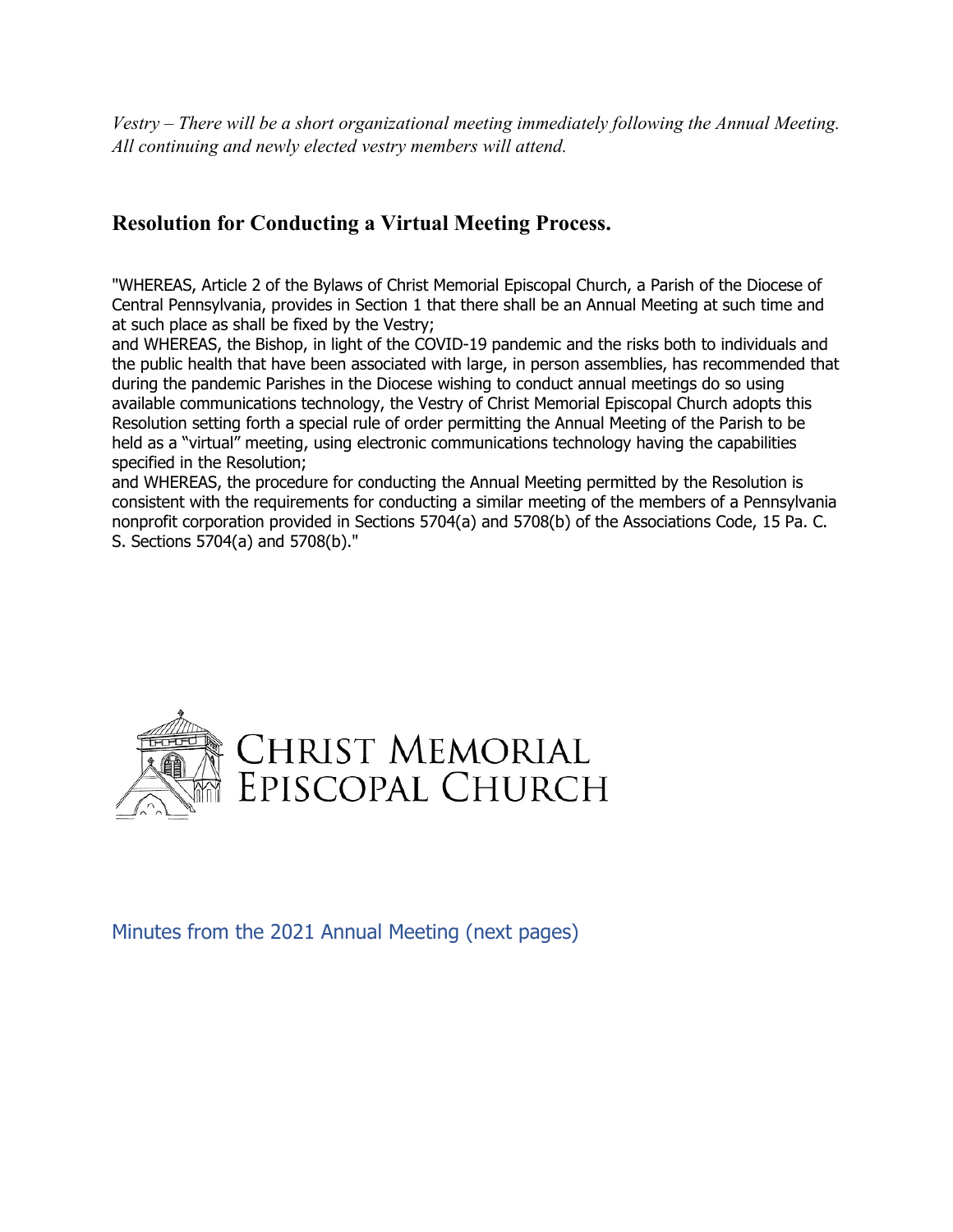*Vestry – There will be a short organizational meeting immediately following the Annual Meeting. All continuing and newly elected vestry members will attend.*

## Resolution for Conducting a Virtual Meeting Process.

"WHEREAS, Article 2 of the Bylaws of Christ Memorial Episcopal Church, a Parish of the Diocese of Central Pennsylvania, provides in Section 1 that there shall be an Annual Meeting at such time and at such place as shall be fixed by the Vestry;
and WHEREAS, the Bishop, in light of the COVID-19 pandemic and the risks both to individuals and the public health that have been associated with large, in person assemblies, has recommended that during the pandemic Parishes in the Diocese wishing to conduct annual meetings do so using available communications technology, the Vestry of Christ Memorial Episcopal Church adopts this Resolution setting forth a special rule of order permitting the Annual Meeting of the Parish to be held as a "virtual" meeting, using electronic communications technology having the capabilities specified in the Resolution;
and WHEREAS, the procedure for conducting the Annual Meeting permitted by the Resolution is consistent with the requirements for conducting a similar meeting of the members of a Pennsylvania nonprofit corporation provided in Sections 5704(a) and 5708(b) of the Associations Code, 15 Pa. C. S. Sections 5704(a) and 5708(b)."

CHRIST MEMORIAL EPISCOPAL CHURCH

Minutes from the 2021 Annual Meeting (next pages)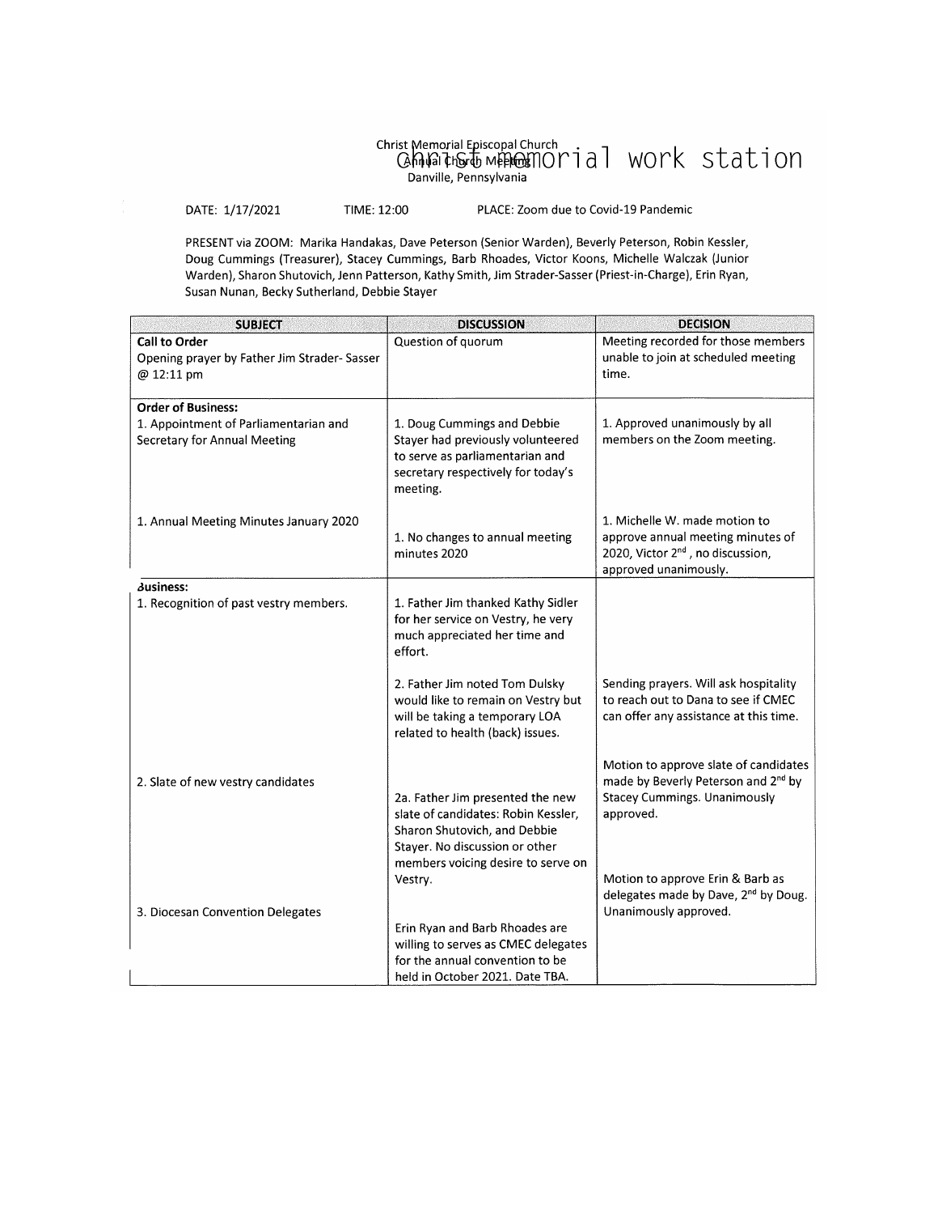Christ Memorial Episcopal Church
Annual Church Meeting christ memorial work station
Danville, Pennsylvania

DATE: 1/17/2021 TIME: 12:00 PLACE: Zoom due to Covid-19 Pandemic

PRESENT via ZOOM: Marika Handakas, Dave Peterson (Senior Warden), Beverly Peterson, Robin Kessler, Doug Cummings (Treasurer), Stacey Cummings, Barb Rhoades, Victor Koons, Michelle Walczak (Junior Warden), Sharon Shutovich, Jenn Patterson, Kathy Smith, Jim Strader-Sasser (Priest-in-Charge), Erin Ryan, Susan Nunan, Becky Sutherland, Debbie Stayer

| SUBJECT | DISCUSSION | DECISION |
|---|---|---|
| **Call to Order**<br>Opening prayer by Father Jim Strader- Sasser @ 12:11 pm | Question of quorum | Meeting recorded for those members unable to join at scheduled meeting time. |
| **Order of Business:**<br>1. Appointment of Parliamentarian and Secretary for Annual Meeting | 1. Doug Cummings and Debbie Stayer had previously volunteered to serve as parliamentarian and secretary respectively for today's meeting. | 1. Approved unanimously by all members on the Zoom meeting. |
| 1. Annual Meeting Minutes January 2020 | 1. No changes to annual meeting minutes 2020 | 1. Michelle W. made motion to approve annual meeting minutes of 2020, Victor 2nd , no discussion, approved unanimously. |
| **Business:**<br>1. Recognition of past vestry members. | 1. Father Jim thanked Kathy Sidler for her service on Vestry, he very much appreciated her time and effort. | |
| | 2. Father Jim noted Tom Dulsky would like to remain on Vestry but will be taking a temporary LOA related to health (back) issues. | Sending prayers. Will ask hospitality to reach out to Dana to see if CMEC can offer any assistance at this time. |
| 2. Slate of new vestry candidates | 2a. Father Jim presented the new slate of candidates: Robin Kessler, Sharon Shutovich, and Debbie Stayer. No discussion or other members voicing desire to serve on Vestry. | Motion to approve slate of candidates made by Beverly Peterson and 2nd by Stacey Cummings. Unanimously approved. |
| 3. Diocesan Convention Delegates | Erin Ryan and Barb Rhoades are willing to serves as CMEC delegates for the annual convention to be held in October 2021. Date TBA. | Motion to approve Erin & Barb as delegates made by Dave, 2nd by Doug. Unanimously approved. |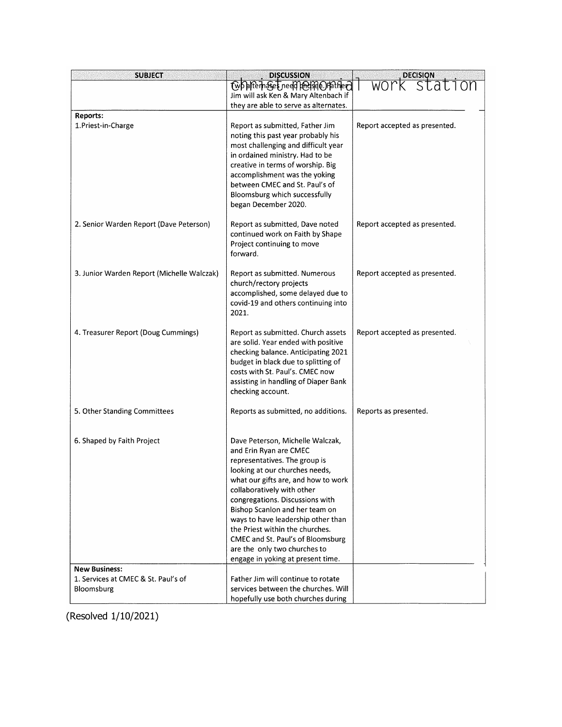| SUBJECT | DISCUSSION | DECISION |
|---|---|---|
| | Two alternates need chosen. Father Jim will ask Ken & Mary Altenbach if they are able to serve as alternates. | |
| **Reports:**<br>1.Priest-in-Charge | Report as submitted, Father Jim noting this past year probably his most challenging and difficult year in ordained ministry. Had to be creative in terms of worship. Big accomplishment was the yoking between CMEC and St. Paul's of Bloomsburg which successfully began December 2020. | Report accepted as presented. |
| 2. Senior Warden Report (Dave Peterson) | Report as submitted, Dave noted continued work on Faith by Shape Project continuing to move forward. | Report accepted as presented. |
| 3. Junior Warden Report (Michelle Walczak) | Report as submitted. Numerous church/rectory projects accomplished, some delayed due to covid-19 and others continuing into 2021. | Report accepted as presented. |
| 4. Treasurer Report (Doug Cummings) | Report as submitted. Church assets are solid. Year ended with positive checking balance. Anticipating 2021 budget in black due to splitting of costs with St. Paul's. CMEC now assisting in handling of Diaper Bank checking account. | Report accepted as presented. |
| 5. Other Standing Committees | Reports as submitted, no additions. | Reports as presented. |
| 6. Shaped by Faith Project | Dave Peterson, Michelle Walczak, and Erin Ryan are CMEC representatives. The group is looking at our churches needs, what our gifts are, and how to work collaboratively with other congregations. Discussions with Bishop Scanlon and her team on ways to have leadership other than the Priest within the churches. CMEC and St. Paul's of Bloomsburg are the only two churches to engage in yoking at present time. | |
| **New Business:**<br>1. Services at CMEC & St. Paul's of Bloomsburg | Father Jim will continue to rotate services between the churches. Will hopefully use both churches during | |

(Resolved 1/10/2021)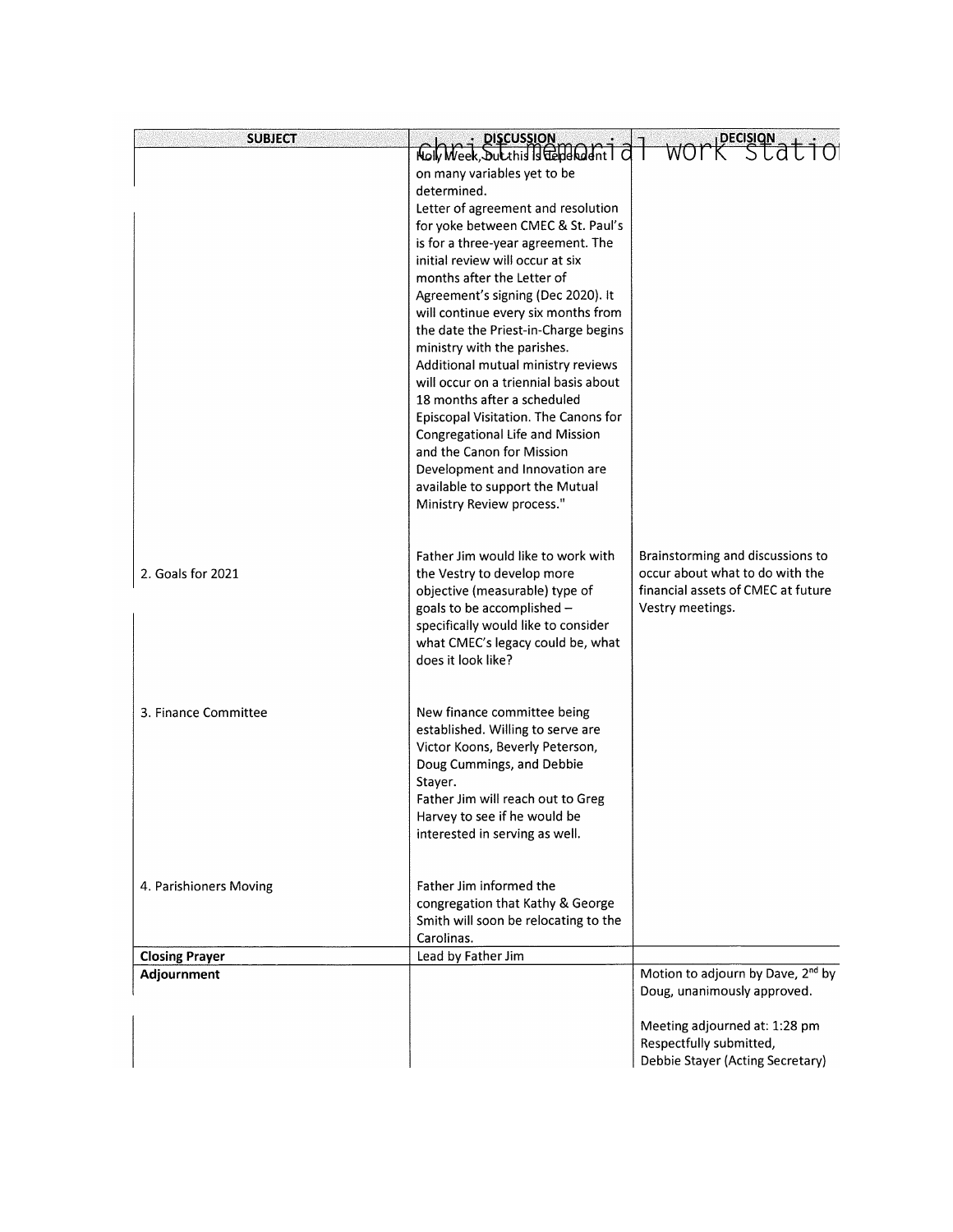| SUBJECT | DISCUSSION | DECISION |
|---|---|---|
| | Holy Week, but this is dependent on many variables yet to be determined. Letter of agreement and resolution for yoke between CMEC & St. Paul's is for a three-year agreement. The initial review will occur at six months after the Letter of Agreement's signing (Dec 2020). It will continue every six months from the date the Priest-in-Charge begins ministry with the parishes. Additional mutual ministry reviews will occur on a triennial basis about 18 months after a scheduled Episcopal Visitation. The Canons for Congregational Life and Mission and the Canon for Mission Development and Innovation are available to support the Mutual Ministry Review process." | |
| 2. Goals for 2021 | Father Jim would like to work with the Vestry to develop more objective (measurable) type of goals to be accomplished – specifically would like to consider what CMEC's legacy could be, what does it look like? | Brainstorming and discussions to occur about what to do with the financial assets of CMEC at future Vestry meetings. |
| 3. Finance Committee | New finance committee being established. Willing to serve are Victor Koons, Beverly Peterson, Doug Cummings, and Debbie Stayer. Father Jim will reach out to Greg Harvey to see if he would be interested in serving as well. | |
| 4. Parishioners Moving | Father Jim informed the congregation that Kathy & George Smith will soon be relocating to the Carolinas. | |
| **Closing Prayer** | Lead by Father Jim | |
| **Adjournment** | | Motion to adjourn by Dave, 2nd by Doug, unanimously approved. Meeting adjourned at: 1:28 pm Respectfully submitted, Debbie Stayer (Acting Secretary) |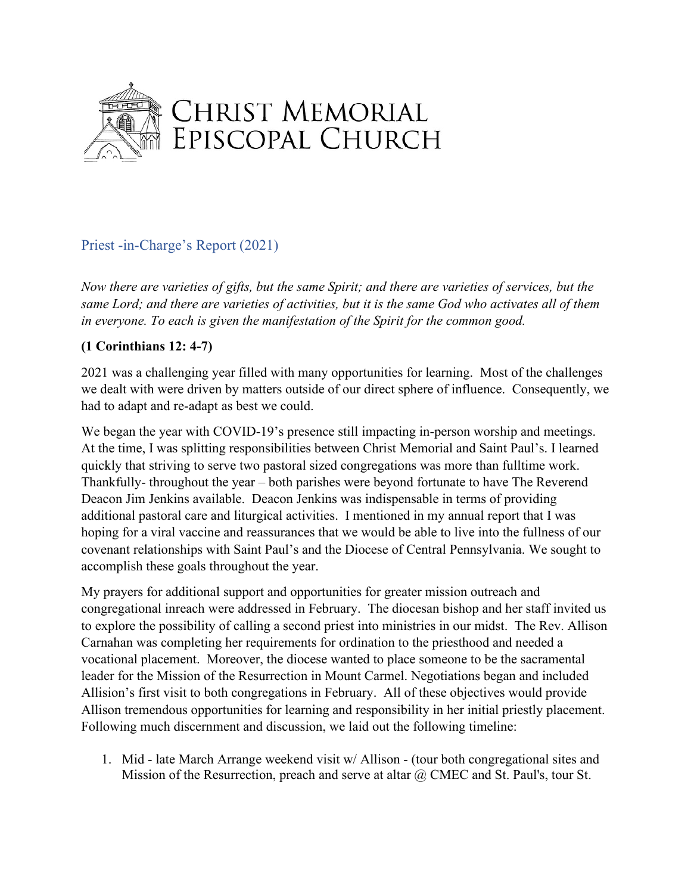# CHRIST MEMORIAL EPISCOPAL CHURCH

## Priest -in-Charge's Report (2021)

*Now there are varieties of gifts, but the same Spirit; and there are varieties of services, but the same Lord; and there are varieties of activities, but it is the same God who activates all of them in everyone. To each is given the manifestation of the Spirit for the common good.*

**(1 Corinthians 12: 4-7)**

2021 was a challenging year filled with many opportunities for learning. Most of the challenges we dealt with were driven by matters outside of our direct sphere of influence. Consequently, we had to adapt and re-adapt as best we could.

We began the year with COVID-19's presence still impacting in-person worship and meetings. At the time, I was splitting responsibilities between Christ Memorial and Saint Paul's. I learned quickly that striving to serve two pastoral sized congregations was more than fulltime work. Thankfully- throughout the year – both parishes were beyond fortunate to have The Reverend Deacon Jim Jenkins available. Deacon Jenkins was indispensable in terms of providing additional pastoral care and liturgical activities. I mentioned in my annual report that I was hoping for a viral vaccine and reassurances that we would be able to live into the fullness of our covenant relationships with Saint Paul's and the Diocese of Central Pennsylvania. We sought to accomplish these goals throughout the year.

My prayers for additional support and opportunities for greater mission outreach and congregational inreach were addressed in February. The diocesan bishop and her staff invited us to explore the possibility of calling a second priest into ministries in our midst. The Rev. Allison Carnahan was completing her requirements for ordination to the priesthood and needed a vocational placement. Moreover, the diocese wanted to place someone to be the sacramental leader for the Mission of the Resurrection in Mount Carmel. Negotiations began and included Allision's first visit to both congregations in February. All of these objectives would provide Allison tremendous opportunities for learning and responsibility in her initial priestly placement. Following much discernment and discussion, we laid out the following timeline:

1. Mid - late March Arrange weekend visit w/ Allison - (tour both congregational sites and Mission of the Resurrection, preach and serve at altar @ CMEC and St. Paul's, tour St.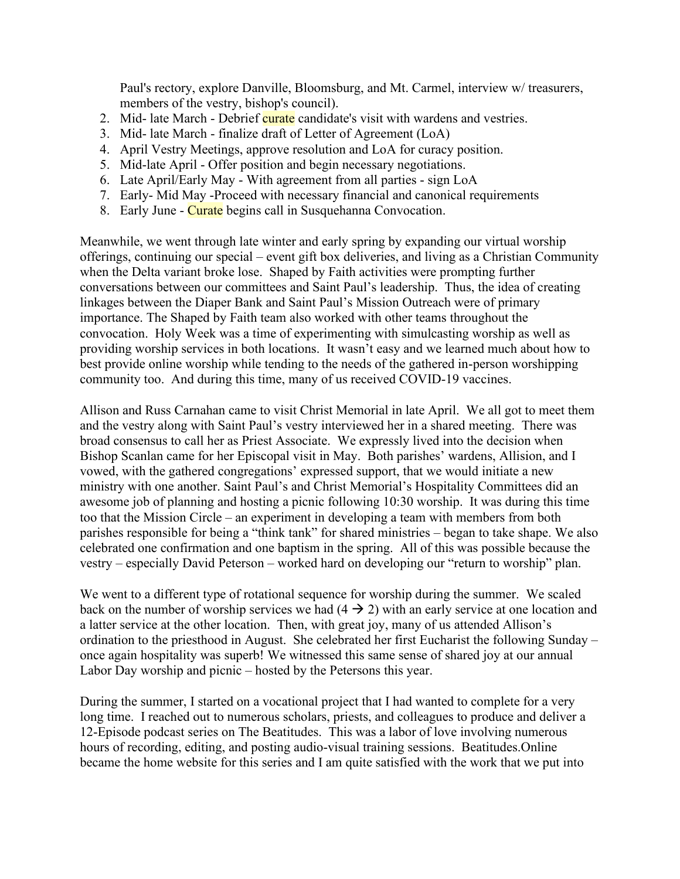Paul's rectory, explore Danville, Bloomsburg, and Mt. Carmel, interview w/ treasurers, members of the vestry, bishop's council).

2. Mid- late March - Debrief curate candidate's visit with wardens and vestries.
3. Mid- late March - finalize draft of Letter of Agreement (LoA)
4. April Vestry Meetings, approve resolution and LoA for curacy position.
5. Mid-late April - Offer position and begin necessary negotiations.
6. Late April/Early May - With agreement from all parties - sign LoA
7. Early- Mid May -Proceed with necessary financial and canonical requirements
8. Early June - Curate begins call in Susquehanna Convocation.

Meanwhile, we went through late winter and early spring by expanding our virtual worship offerings, continuing our special – event gift box deliveries, and living as a Christian Community when the Delta variant broke lose. Shaped by Faith activities were prompting further conversations between our committees and Saint Paul's leadership. Thus, the idea of creating linkages between the Diaper Bank and Saint Paul's Mission Outreach were of primary importance. The Shaped by Faith team also worked with other teams throughout the convocation. Holy Week was a time of experimenting with simulcasting worship as well as providing worship services in both locations. It wasn't easy and we learned much about how to best provide online worship while tending to the needs of the gathered in-person worshipping community too. And during this time, many of us received COVID-19 vaccines.

Allison and Russ Carnahan came to visit Christ Memorial in late April. We all got to meet them and the vestry along with Saint Paul's vestry interviewed her in a shared meeting. There was broad consensus to call her as Priest Associate. We expressly lived into the decision when Bishop Scanlan came for her Episcopal visit in May. Both parishes' wardens, Allision, and I vowed, with the gathered congregations' expressed support, that we would initiate a new ministry with one another. Saint Paul's and Christ Memorial's Hospitality Committees did an awesome job of planning and hosting a picnic following 10:30 worship. It was during this time too that the Mission Circle – an experiment in developing a team with members from both parishes responsible for being a "think tank" for shared ministries – began to take shape. We also celebrated one confirmation and one baptism in the spring. All of this was possible because the vestry – especially David Peterson – worked hard on developing our "return to worship" plan.

We went to a different type of rotational sequence for worship during the summer. We scaled back on the number of worship services we had (4 → 2) with an early service at one location and a latter service at the other location. Then, with great joy, many of us attended Allison's ordination to the priesthood in August. She celebrated her first Eucharist the following Sunday – once again hospitality was superb! We witnessed this same sense of shared joy at our annual Labor Day worship and picnic – hosted by the Petersons this year.

During the summer, I started on a vocational project that I had wanted to complete for a very long time. I reached out to numerous scholars, priests, and colleagues to produce and deliver a 12-Episode podcast series on The Beatitudes. This was a labor of love involving numerous hours of recording, editing, and posting audio-visual training sessions. Beatitudes.Online became the home website for this series and I am quite satisfied with the work that we put into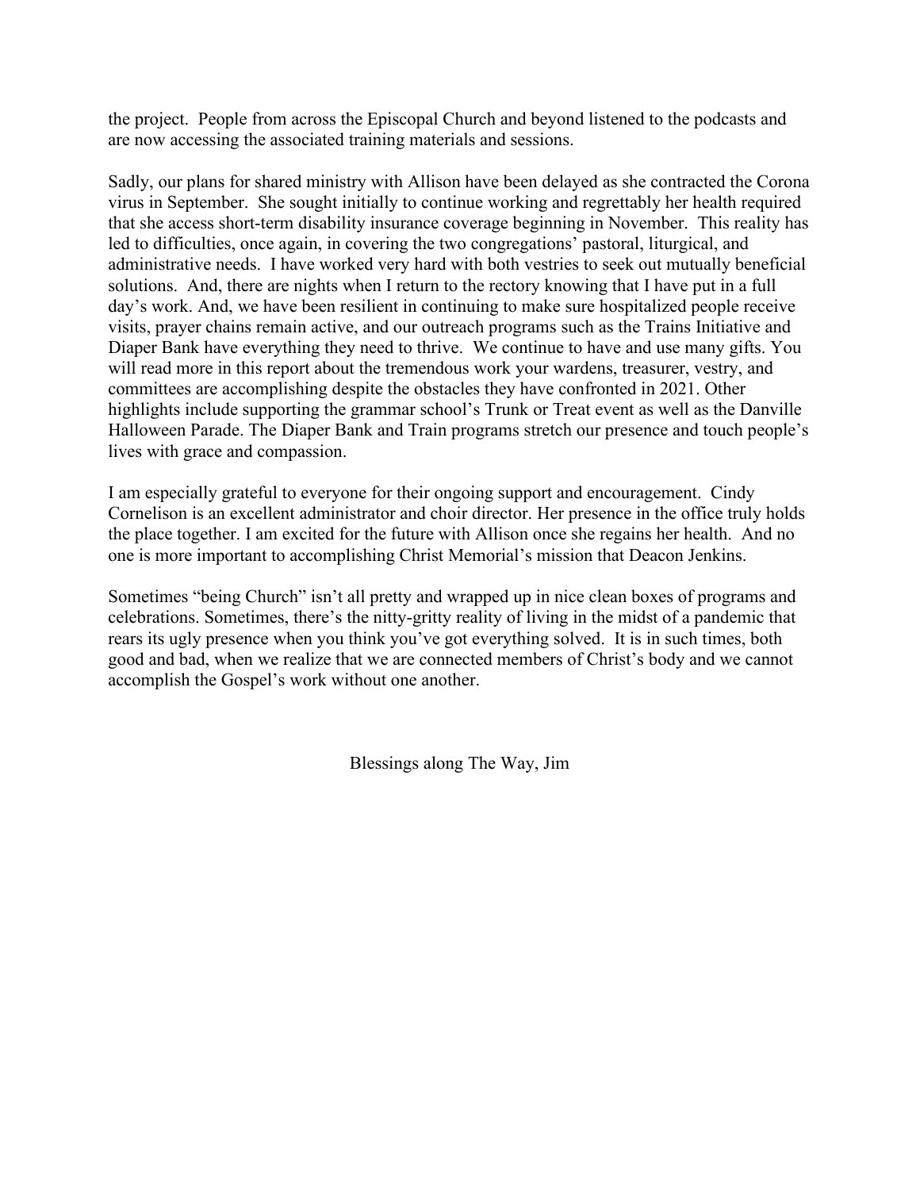the project. People from across the Episcopal Church and beyond listened to the podcasts and are now accessing the associated training materials and sessions.

Sadly, our plans for shared ministry with Allison have been delayed as she contracted the Corona virus in September. She sought initially to continue working and regrettably her health required that she access short-term disability insurance coverage beginning in November. This reality has led to difficulties, once again, in covering the two congregations' pastoral, liturgical, and administrative needs. I have worked very hard with both vestries to seek out mutually beneficial solutions. And, there are nights when I return to the rectory knowing that I have put in a full day's work. And, we have been resilient in continuing to make sure hospitalized people receive visits, prayer chains remain active, and our outreach programs such as the Trains Initiative and Diaper Bank have everything they need to thrive. We continue to have and use many gifts. You will read more in this report about the tremendous work your wardens, treasurer, vestry, and committees are accomplishing despite the obstacles they have confronted in 2021. Other highlights include supporting the grammar school's Trunk or Treat event as well as the Danville Halloween Parade. The Diaper Bank and Train programs stretch our presence and touch people's lives with grace and compassion.

I am especially grateful to everyone for their ongoing support and encouragement. Cindy Cornelison is an excellent administrator and choir director. Her presence in the office truly holds the place together. I am excited for the future with Allison once she regains her health. And no one is more important to accomplishing Christ Memorial's mission that Deacon Jenkins.

Sometimes "being Church" isn't all pretty and wrapped up in nice clean boxes of programs and celebrations. Sometimes, there's the nitty-gritty reality of living in the midst of a pandemic that rears its ugly presence when you think you've got everything solved. It is in such times, both good and bad, when we realize that we are connected members of Christ's body and we cannot accomplish the Gospel's work without one another.

Blessings along The Way, Jim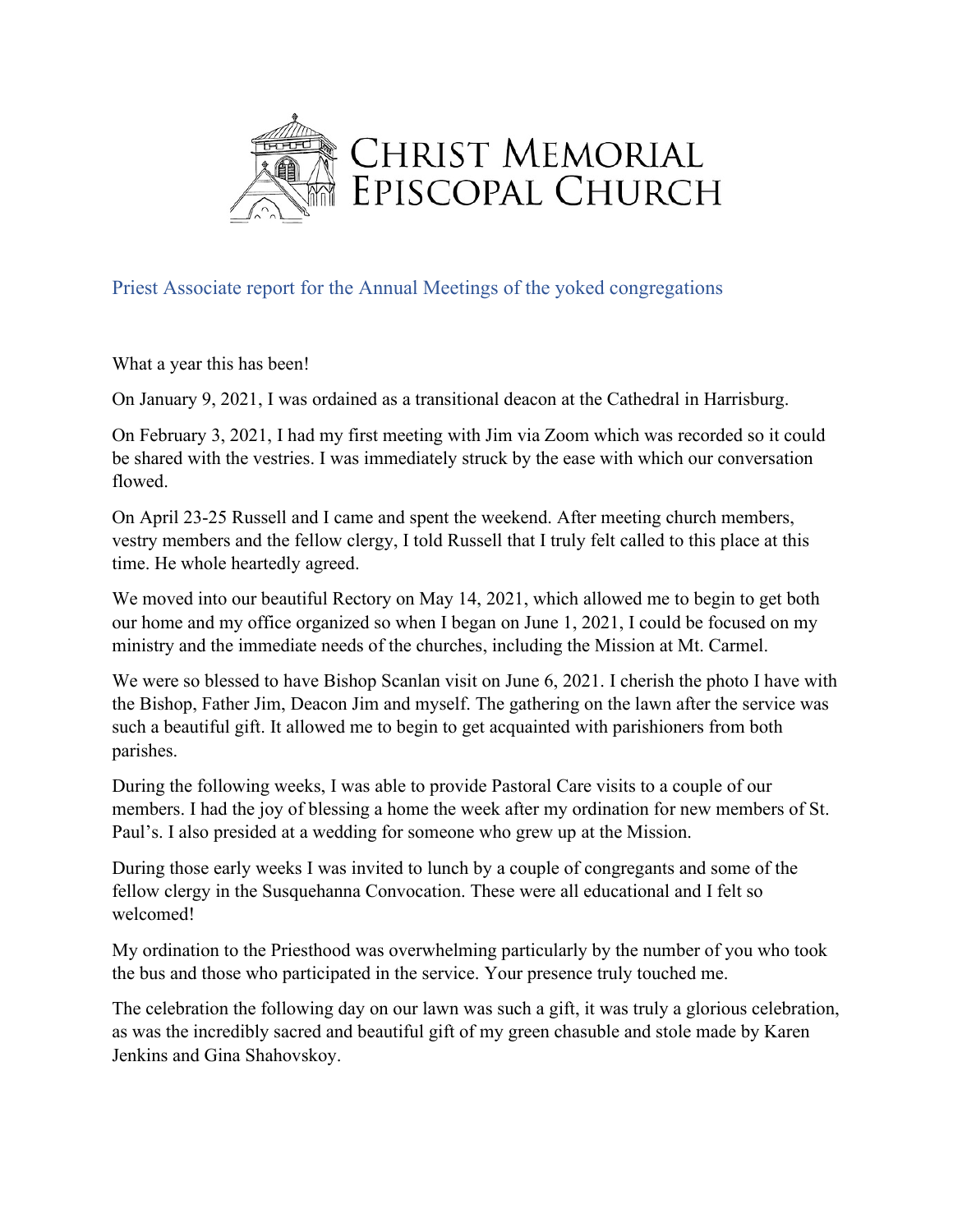# Christ Memorial Episcopal Church

## Priest Associate report for the Annual Meetings of the yoked congregations

What a year this has been!

On January 9, 2021, I was ordained as a transitional deacon at the Cathedral in Harrisburg.

On February 3, 2021, I had my first meeting with Jim via Zoom which was recorded so it could be shared with the vestries. I was immediately struck by the ease with which our conversation flowed.

On April 23-25 Russell and I came and spent the weekend. After meeting church members, vestry members and the fellow clergy, I told Russell that I truly felt called to this place at this time. He whole heartedly agreed.

We moved into our beautiful Rectory on May 14, 2021, which allowed me to begin to get both our home and my office organized so when I began on June 1, 2021, I could be focused on my ministry and the immediate needs of the churches, including the Mission at Mt. Carmel.

We were so blessed to have Bishop Scanlan visit on June 6, 2021. I cherish the photo I have with the Bishop, Father Jim, Deacon Jim and myself. The gathering on the lawn after the service was such a beautiful gift. It allowed me to begin to get acquainted with parishioners from both parishes.

During the following weeks, I was able to provide Pastoral Care visits to a couple of our members. I had the joy of blessing a home the week after my ordination for new members of St. Paul's. I also presided at a wedding for someone who grew up at the Mission.

During those early weeks I was invited to lunch by a couple of congregants and some of the fellow clergy in the Susquehanna Convocation. These were all educational and I felt so welcomed!

My ordination to the Priesthood was overwhelming particularly by the number of you who took the bus and those who participated in the service. Your presence truly touched me.

The celebration the following day on our lawn was such a gift, it was truly a glorious celebration, as was the incredibly sacred and beautiful gift of my green chasuble and stole made by Karen Jenkins and Gina Shahovskoy.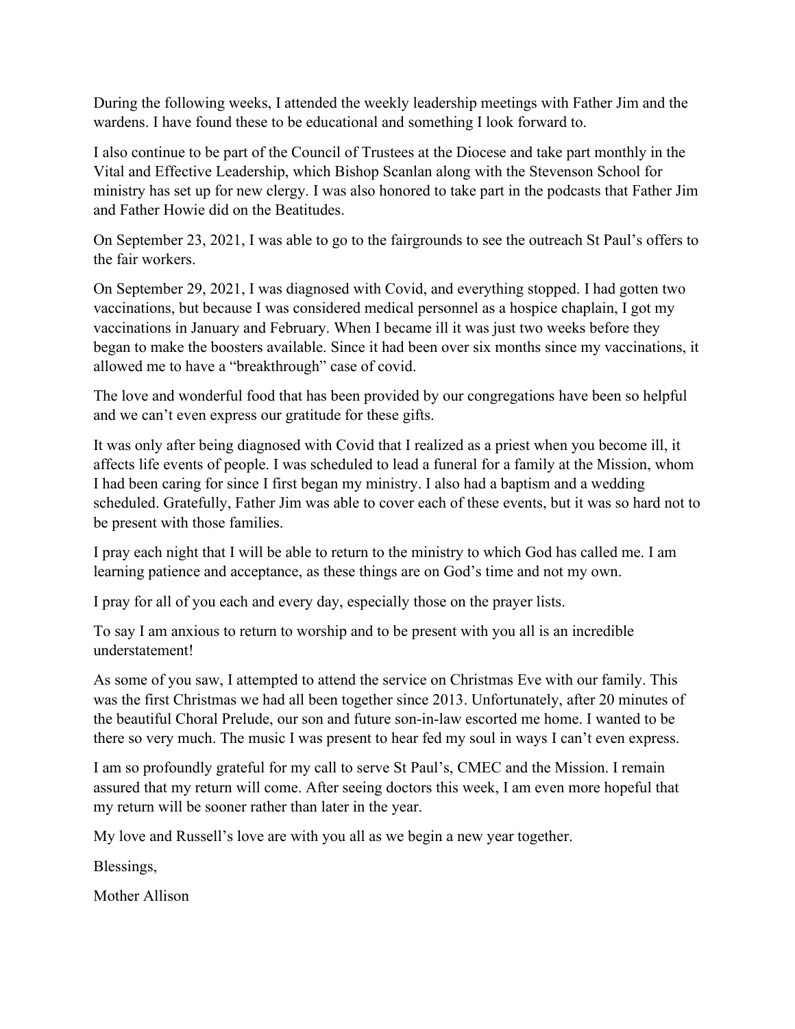During the following weeks, I attended the weekly leadership meetings with Father Jim and the wardens. I have found these to be educational and something I look forward to.

I also continue to be part of the Council of Trustees at the Diocese and take part monthly in the Vital and Effective Leadership, which Bishop Scanlan along with the Stevenson School for ministry has set up for new clergy. I was also honored to take part in the podcasts that Father Jim and Father Howie did on the Beatitudes.

On September 23, 2021, I was able to go to the fairgrounds to see the outreach St Paul's offers to the fair workers.

On September 29, 2021, I was diagnosed with Covid, and everything stopped. I had gotten two vaccinations, but because I was considered medical personnel as a hospice chaplain, I got my vaccinations in January and February. When I became ill it was just two weeks before they began to make the boosters available. Since it had been over six months since my vaccinations, it allowed me to have a "breakthrough" case of covid.

The love and wonderful food that has been provided by our congregations have been so helpful and we can't even express our gratitude for these gifts.

It was only after being diagnosed with Covid that I realized as a priest when you become ill, it affects life events of people. I was scheduled to lead a funeral for a family at the Mission, whom I had been caring for since I first began my ministry. I also had a baptism and a wedding scheduled. Gratefully, Father Jim was able to cover each of these events, but it was so hard not to be present with those families.

I pray each night that I will be able to return to the ministry to which God has called me. I am learning patience and acceptance, as these things are on God's time and not my own.

I pray for all of you each and every day, especially those on the prayer lists.

To say I am anxious to return to worship and to be present with you all is an incredible understatement!

As some of you saw, I attempted to attend the service on Christmas Eve with our family. This was the first Christmas we had all been together since 2013. Unfortunately, after 20 minutes of the beautiful Choral Prelude, our son and future son-in-law escorted me home. I wanted to be there so very much. The music I was present to hear fed my soul in ways I can't even express.

I am so profoundly grateful for my call to serve St Paul's, CMEC and the Mission. I remain assured that my return will come. After seeing doctors this week, I am even more hopeful that my return will be sooner rather than later in the year.

My love and Russell's love are with you all as we begin a new year together.

Blessings,

Mother Allison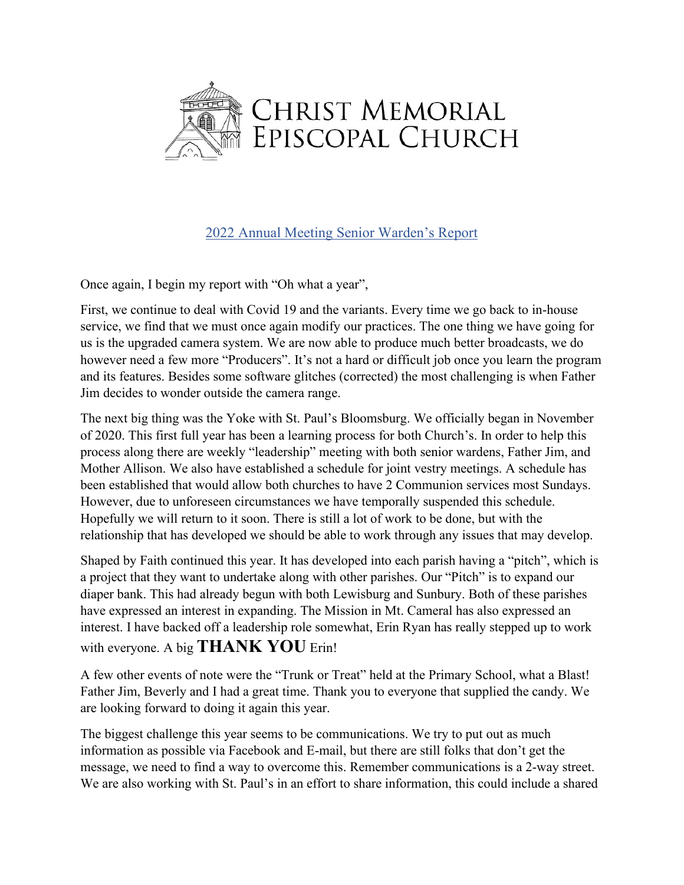# Christ Memorial Episcopal Church

## 2022 Annual Meeting Senior Warden's Report

Once again, I begin my report with "Oh what a year",

First, we continue to deal with Covid 19 and the variants. Every time we go back to in-house service, we find that we must once again modify our practices. The one thing we have going for us is the upgraded camera system. We are now able to produce much better broadcasts, we do however need a few more "Producers". It's not a hard or difficult job once you learn the program and its features. Besides some software glitches (corrected) the most challenging is when Father Jim decides to wonder outside the camera range.

The next big thing was the Yoke with St. Paul's Bloomsburg. We officially began in November of 2020. This first full year has been a learning process for both Church's. In order to help this process along there are weekly "leadership" meeting with both senior wardens, Father Jim, and Mother Allison. We also have established a schedule for joint vestry meetings. A schedule has been established that would allow both churches to have 2 Communion services most Sundays. However, due to unforeseen circumstances we have temporally suspended this schedule. Hopefully we will return to it soon. There is still a lot of work to be done, but with the relationship that has developed we should be able to work through any issues that may develop.

Shaped by Faith continued this year. It has developed into each parish having a "pitch", which is a project that they want to undertake along with other parishes. Our "Pitch" is to expand our diaper bank. This had already begun with both Lewisburg and Sunbury. Both of these parishes have expressed an interest in expanding. The Mission in Mt. Cameral has also expressed an interest. I have backed off a leadership role somewhat, Erin Ryan has really stepped up to work with everyone. A big **THANK YOU** Erin!

A few other events of note were the "Trunk or Treat" held at the Primary School, what a Blast! Father Jim, Beverly and I had a great time. Thank you to everyone that supplied the candy. We are looking forward to doing it again this year.

The biggest challenge this year seems to be communications. We try to put out as much information as possible via Facebook and E-mail, but there are still folks that don't get the message, we need to find a way to overcome this. Remember communications is a 2-way street. We are also working with St. Paul's in an effort to share information, this could include a shared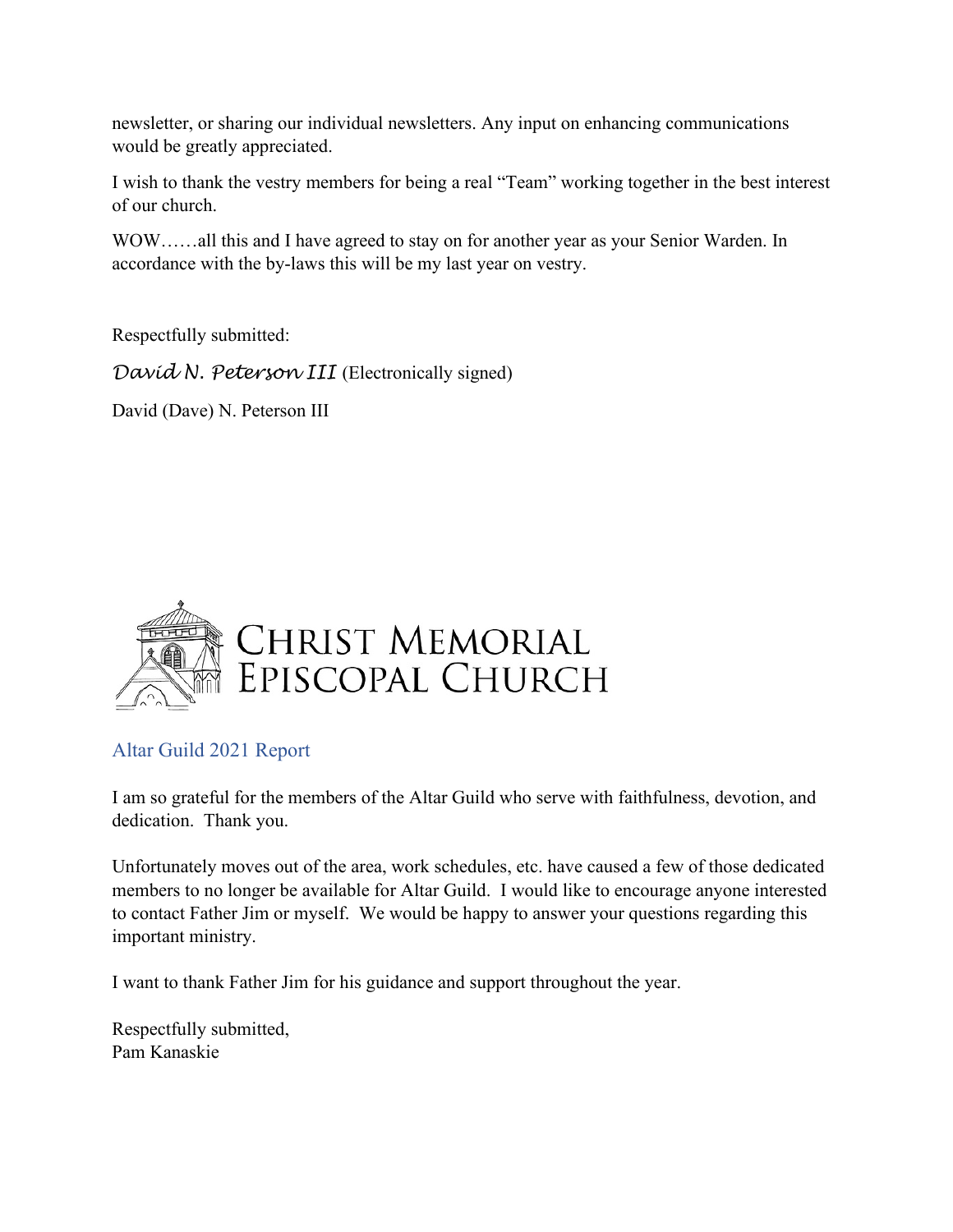newsletter, or sharing our individual newsletters. Any input on enhancing communications would be greatly appreciated.

I wish to thank the vestry members for being a real "Team" working together in the best interest of our church.

WOW……all this and I have agreed to stay on for another year as your Senior Warden. In accordance with the by-laws this will be my last year on vestry.

Respectfully submitted:

*David N. Peterson III* (Electronically signed)

David (Dave) N. Peterson III

CHRIST MEMORIAL EPISCOPAL CHURCH

## Altar Guild 2021 Report

I am so grateful for the members of the Altar Guild who serve with faithfulness, devotion, and dedication. Thank you.

Unfortunately moves out of the area, work schedules, etc. have caused a few of those dedicated members to no longer be available for Altar Guild. I would like to encourage anyone interested to contact Father Jim or myself. We would be happy to answer your questions regarding this important ministry.

I want to thank Father Jim for his guidance and support throughout the year.

Respectfully submitted,
Pam Kanaskie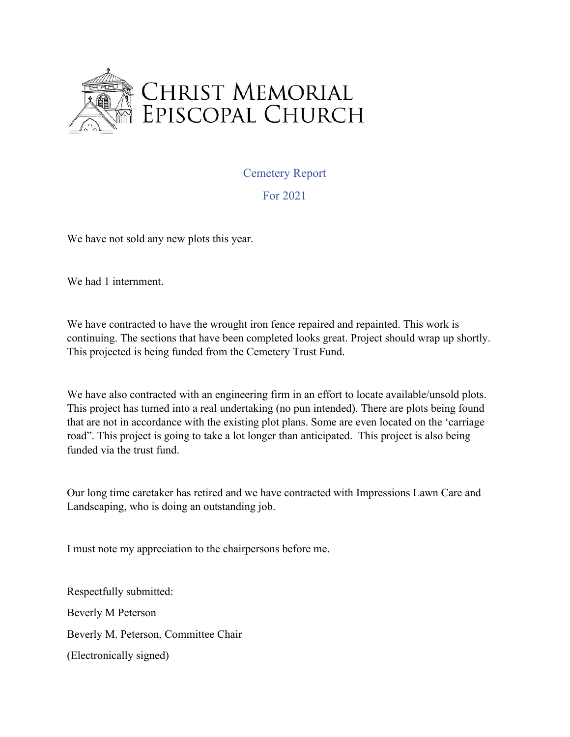# Christ Memorial Episcopal Church

## Cemetery Report

## For 2021

We have not sold any new plots this year.

We had 1 internment.

We have contracted to have the wrought iron fence repaired and repainted. This work is continuing. The sections that have been completed looks great. Project should wrap up shortly. This projected is being funded from the Cemetery Trust Fund.

We have also contracted with an engineering firm in an effort to locate available/unsold plots. This project has turned into a real undertaking (no pun intended). There are plots being found that are not in accordance with the existing plot plans. Some are even located on the 'carriage road". This project is going to take a lot longer than anticipated. This project is also being funded via the trust fund.

Our long time caretaker has retired and we have contracted with Impressions Lawn Care and Landscaping, who is doing an outstanding job.

I must note my appreciation to the chairpersons before me.

Respectfully submitted:

Beverly M Peterson

Beverly M. Peterson, Committee Chair

(Electronically signed)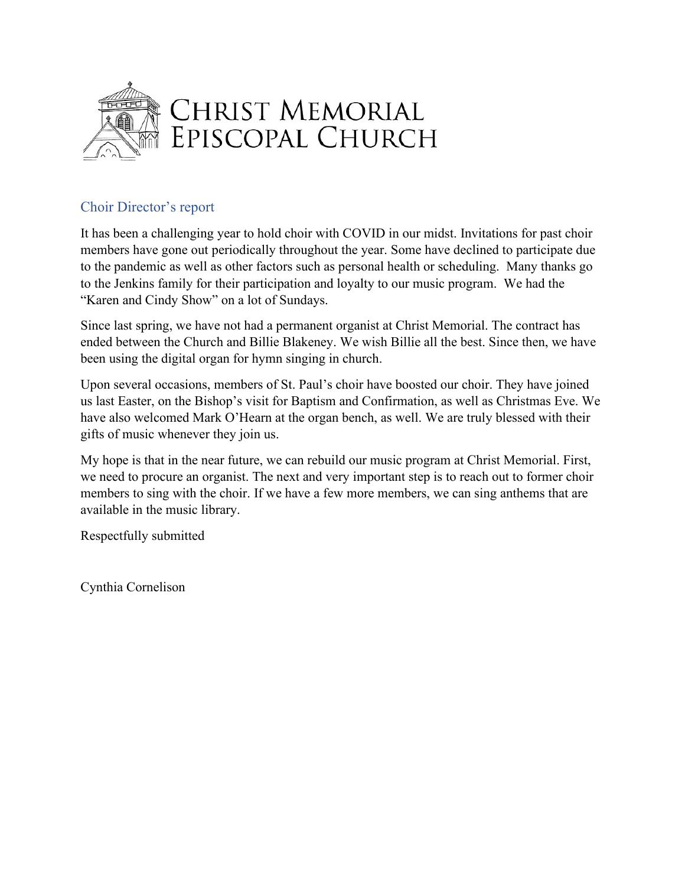# CHRIST MEMORIAL EPISCOPAL CHURCH

## Choir Director's report

It has been a challenging year to hold choir with COVID in our midst. Invitations for past choir members have gone out periodically throughout the year. Some have declined to participate due to the pandemic as well as other factors such as personal health or scheduling. Many thanks go to the Jenkins family for their participation and loyalty to our music program. We had the "Karen and Cindy Show" on a lot of Sundays.

Since last spring, we have not had a permanent organist at Christ Memorial. The contract has ended between the Church and Billie Blakeney. We wish Billie all the best. Since then, we have been using the digital organ for hymn singing in church.

Upon several occasions, members of St. Paul's choir have boosted our choir. They have joined us last Easter, on the Bishop's visit for Baptism and Confirmation, as well as Christmas Eve. We have also welcomed Mark O'Hearn at the organ bench, as well. We are truly blessed with their gifts of music whenever they join us.

My hope is that in the near future, we can rebuild our music program at Christ Memorial. First, we need to procure an organist. The next and very important step is to reach out to former choir members to sing with the choir. If we have a few more members, we can sing anthems that are available in the music library.

Respectfully submitted

Cynthia Cornelison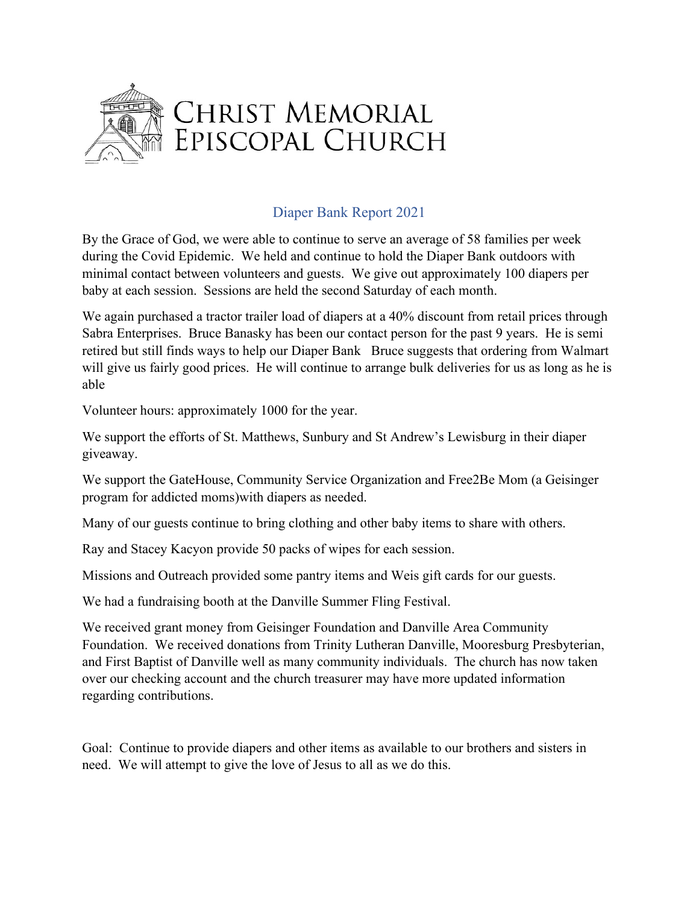# Christ Memorial Episcopal Church

## Diaper Bank Report 2021

By the Grace of God, we were able to continue to serve an average of 58 families per week during the Covid Epidemic. We held and continue to hold the Diaper Bank outdoors with minimal contact between volunteers and guests. We give out approximately 100 diapers per baby at each session. Sessions are held the second Saturday of each month.

We again purchased a tractor trailer load of diapers at a 40% discount from retail prices through Sabra Enterprises. Bruce Banasky has been our contact person for the past 9 years. He is semi retired but still finds ways to help our Diaper Bank Bruce suggests that ordering from Walmart will give us fairly good prices. He will continue to arrange bulk deliveries for us as long as he is able

Volunteer hours: approximately 1000 for the year.

We support the efforts of St. Matthews, Sunbury and St Andrew's Lewisburg in their diaper giveaway.

We support the GateHouse, Community Service Organization and Free2Be Mom (a Geisinger program for addicted moms)with diapers as needed.

Many of our guests continue to bring clothing and other baby items to share with others.

Ray and Stacey Kacyon provide 50 packs of wipes for each session.

Missions and Outreach provided some pantry items and Weis gift cards for our guests.

We had a fundraising booth at the Danville Summer Fling Festival.

We received grant money from Geisinger Foundation and Danville Area Community Foundation. We received donations from Trinity Lutheran Danville, Mooresburg Presbyterian, and First Baptist of Danville well as many community individuals. The church has now taken over our checking account and the church treasurer may have more updated information regarding contributions.

Goal: Continue to provide diapers and other items as available to our brothers and sisters in need. We will attempt to give the love of Jesus to all as we do this.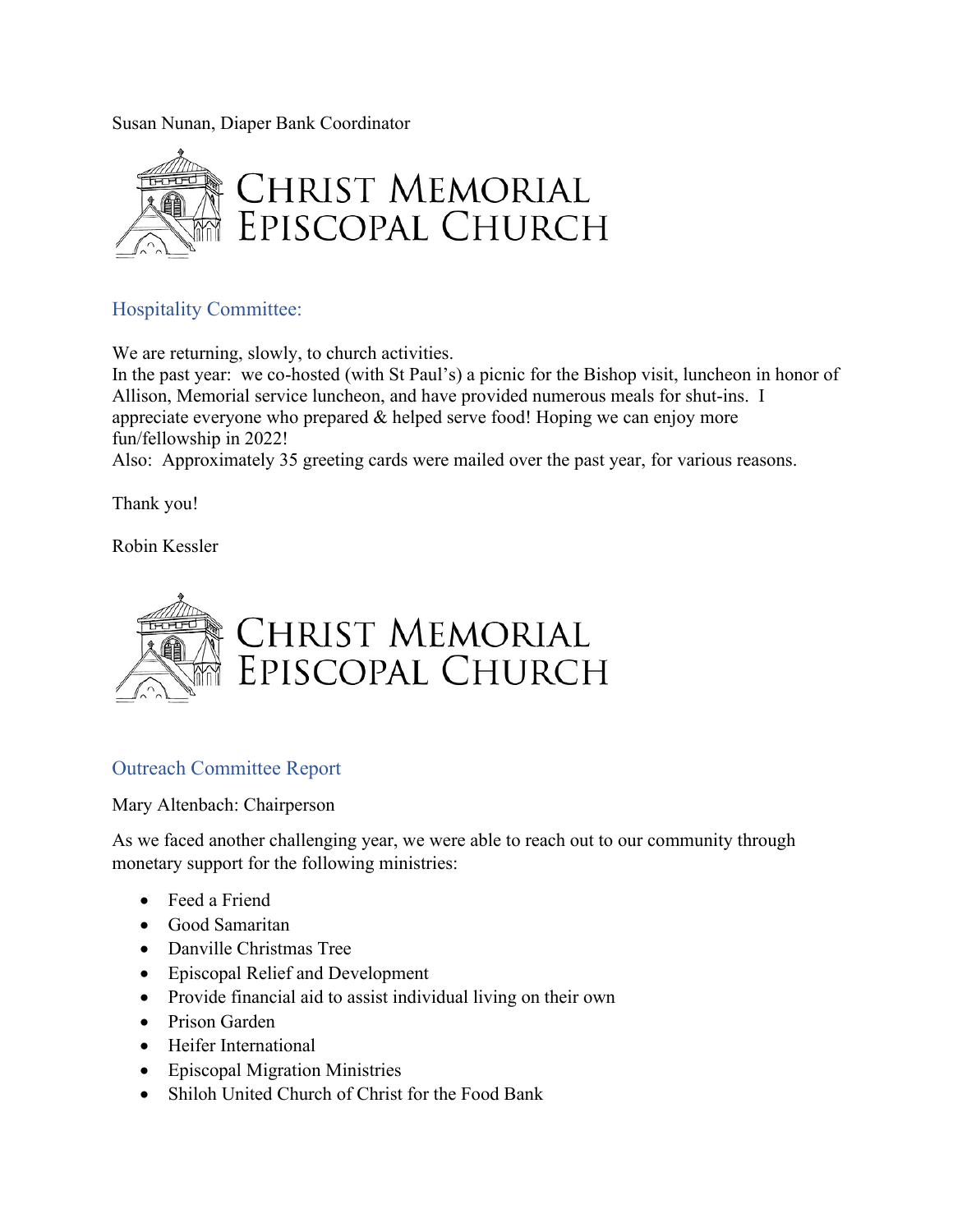Susan Nunan, Diaper Bank Coordinator

CHRIST MEMORIAL EPISCOPAL CHURCH

## Hospitality Committee:

We are returning, slowly, to church activities.
In the past year: we co-hosted (with St Paul's) a picnic for the Bishop visit, luncheon in honor of Allison, Memorial service luncheon, and have provided numerous meals for shut-ins. I appreciate everyone who prepared & helped serve food! Hoping we can enjoy more fun/fellowship in 2022!
Also: Approximately 35 greeting cards were mailed over the past year, for various reasons.

Thank you!

Robin Kessler

CHRIST MEMORIAL EPISCOPAL CHURCH

## Outreach Committee Report

Mary Altenbach: Chairperson

As we faced another challenging year, we were able to reach out to our community through monetary support for the following ministries:

- Feed a Friend
- Good Samaritan
- Danville Christmas Tree
- Episcopal Relief and Development
- Provide financial aid to assist individual living on their own
- Prison Garden
- Heifer International
- Episcopal Migration Ministries
- Shiloh United Church of Christ for the Food Bank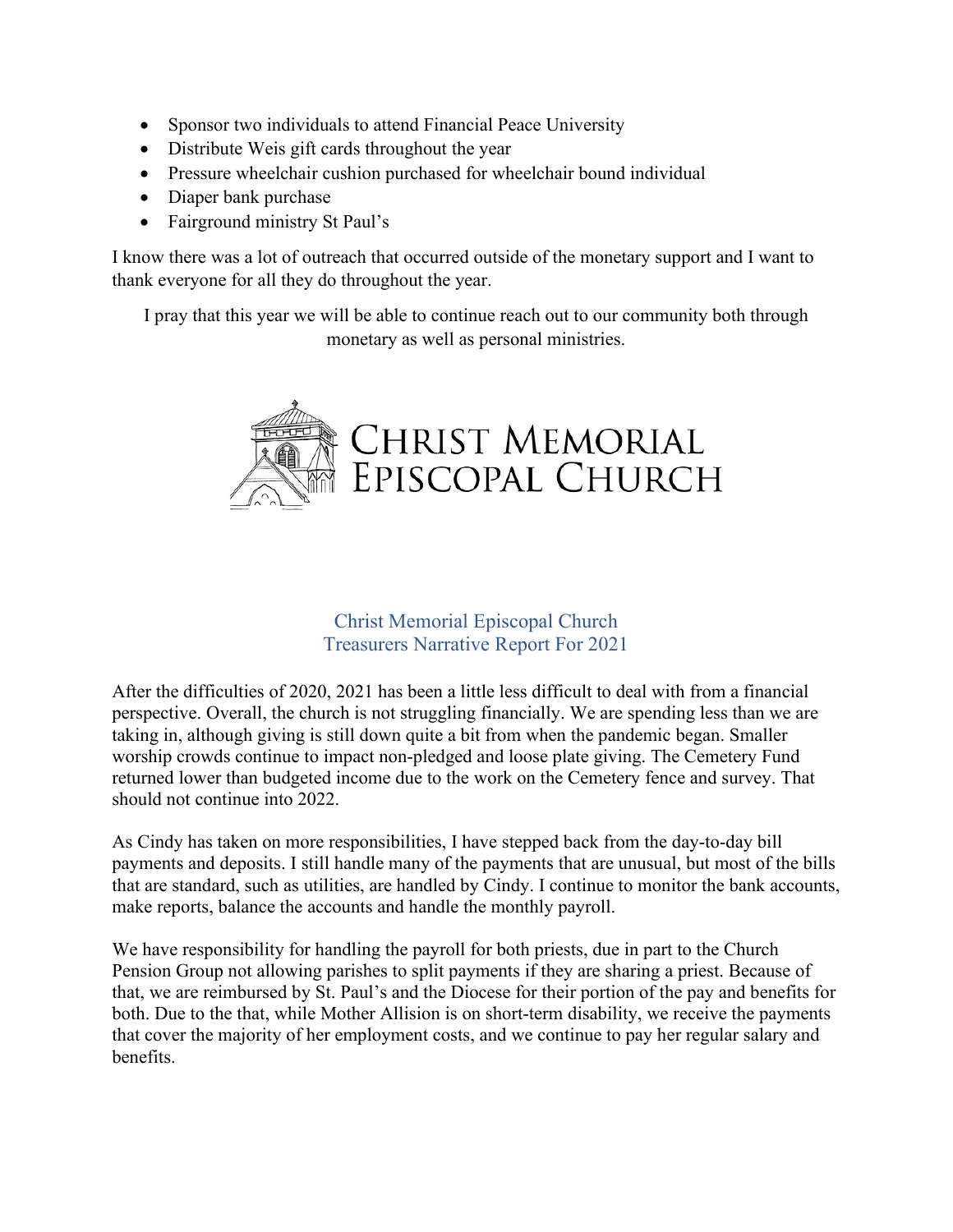- Sponsor two individuals to attend Financial Peace University
- Distribute Weis gift cards throughout the year
- Pressure wheelchair cushion purchased for wheelchair bound individual
- Diaper bank purchase
- Fairground ministry St Paul's

I know there was a lot of outreach that occurred outside of the monetary support and I want to thank everyone for all they do throughout the year.

I pray that this year we will be able to continue reach out to our community both through monetary as well as personal ministries.

CHRIST MEMORIAL EPISCOPAL CHURCH

## Christ Memorial Episcopal Church
## Treasurers Narrative Report For 2021

After the difficulties of 2020, 2021 has been a little less difficult to deal with from a financial perspective. Overall, the church is not struggling financially. We are spending less than we are taking in, although giving is still down quite a bit from when the pandemic began. Smaller worship crowds continue to impact non-pledged and loose plate giving. The Cemetery Fund returned lower than budgeted income due to the work on the Cemetery fence and survey. That should not continue into 2022.

As Cindy has taken on more responsibilities, I have stepped back from the day-to-day bill payments and deposits. I still handle many of the payments that are unusual, but most of the bills that are standard, such as utilities, are handled by Cindy. I continue to monitor the bank accounts, make reports, balance the accounts and handle the monthly payroll.

We have responsibility for handling the payroll for both priests, due in part to the Church Pension Group not allowing parishes to split payments if they are sharing a priest. Because of that, we are reimbursed by St. Paul's and the Diocese for their portion of the pay and benefits for both. Due to the that, while Mother Allision is on short-term disability, we receive the payments that cover the majority of her employment costs, and we continue to pay her regular salary and benefits.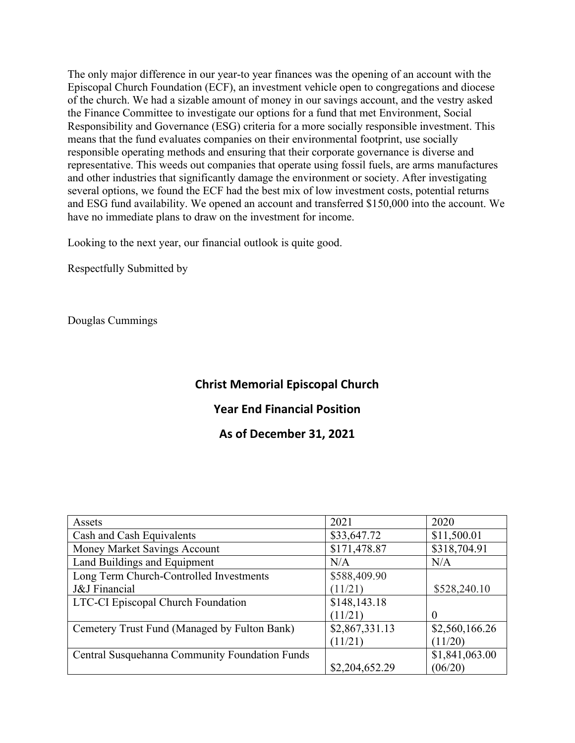The only major difference in our year-to year finances was the opening of an account with the Episcopal Church Foundation (ECF), an investment vehicle open to congregations and diocese of the church. We had a sizable amount of money in our savings account, and the vestry asked the Finance Committee to investigate our options for a fund that met Environment, Social Responsibility and Governance (ESG) criteria for a more socially responsible investment. This means that the fund evaluates companies on their environmental footprint, use socially responsible operating methods and ensuring that their corporate governance is diverse and representative. This weeds out companies that operate using fossil fuels, are arms manufactures and other industries that significantly damage the environment or society. After investigating several options, we found the ECF had the best mix of low investment costs, potential returns and ESG fund availability. We opened an account and transferred $150,000 into the account. We have no immediate plans to draw on the investment for income.

Looking to the next year, our financial outlook is quite good.

Respectfully Submitted by

Douglas Cummings

## Christ Memorial Episcopal Church

## Year End Financial Position

## As of December 31, 2021

| Assets | 2021 | 2020 |
|---|---|---|
| Cash and Cash Equivalents | $33,647.72 | $11,500.01 |
| Money Market Savings Account | $171,478.87 | $318,704.91 |
| Land Buildings and Equipment | N/A | N/A |
| Long Term Church-Controlled Investments J&J Financial | $588,409.90 (11/21) | $528,240.10 |
| LTC-CI Episcopal Church Foundation | $148,143.18 (11/21) | 0 |
| Cemetery Trust Fund (Managed by Fulton Bank) | $2,867,331.13 (11/21) | $2,560,166.26 (11/20) |
| Central Susquehanna Community Foundation Funds | $2,204,652.29 | $1,841,063.00 (06/20) |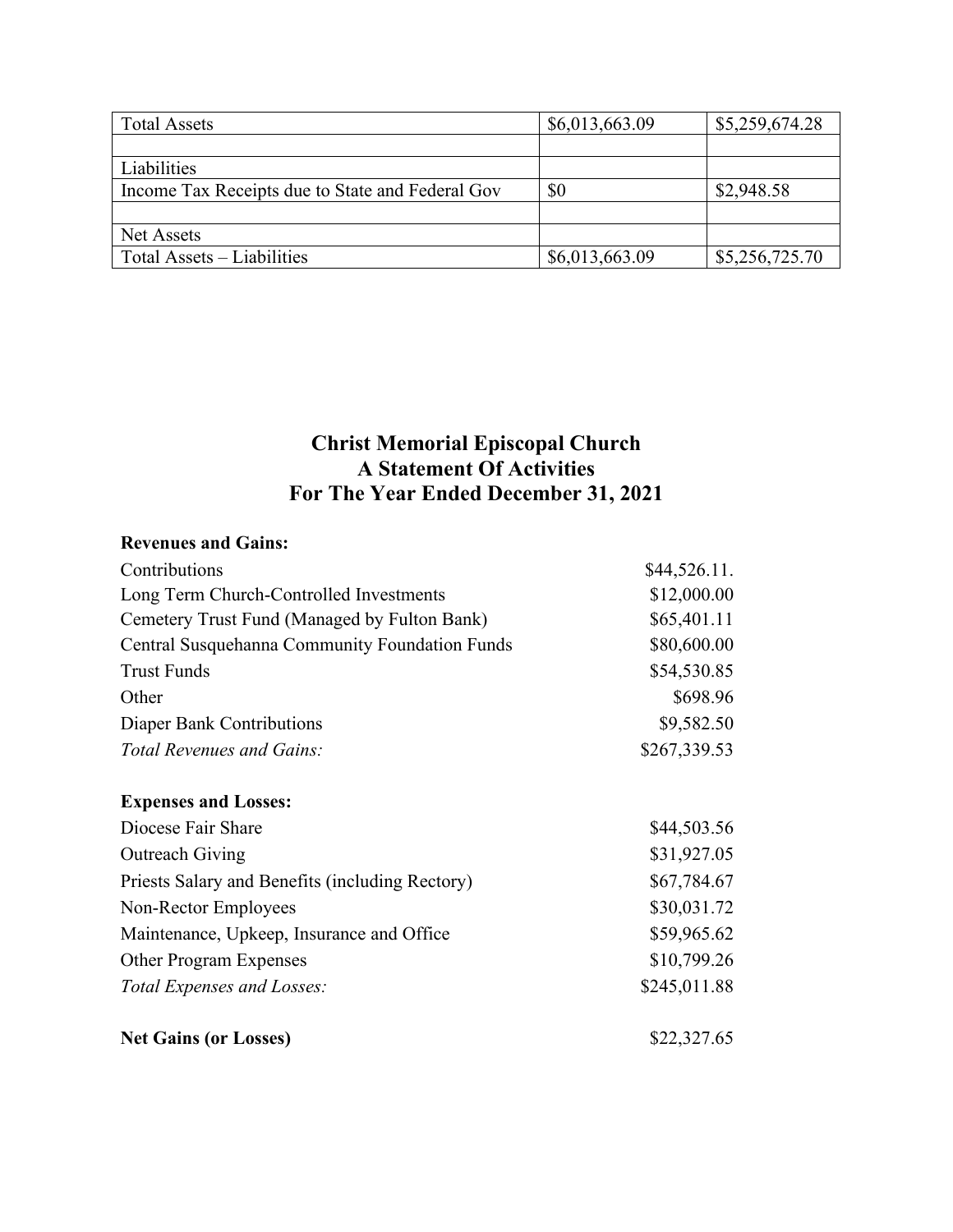| Total Assets | $6,013,663.09 | $5,259,674.28 |
| --- | --- | --- |
| | | |
| Liabilities | | |
| Income Tax Receipts due to State and Federal Gov | $0 | $2,948.58 |
| | | |
| Net Assets | | |
| Total Assets – Liabilities | $6,013,663.09 | $5,256,725.70 |

## Christ Memorial Episcopal Church
## A Statement Of Activities
## For The Year Ended December 31, 2021

| **Revenues and Gains:** | |
| --- | --- |
| Contributions | $44,526.11. |
| Long Term Church-Controlled Investments | $12,000.00 |
| Cemetery Trust Fund (Managed by Fulton Bank) | $65,401.11 |
| Central Susquehanna Community Foundation Funds | $80,600.00 |
| Trust Funds | $54,530.85 |
| Other | $698.96 |
| Diaper Bank Contributions | $9,582.50 |
| *Total Revenues and Gains:* | $267,339.53 |
| | |
| **Expenses and Losses:** | |
| Diocese Fair Share | $44,503.56 |
| Outreach Giving | $31,927.05 |
| Priests Salary and Benefits (including Rectory) | $67,784.67 |
| Non-Rector Employees | $30,031.72 |
| Maintenance, Upkeep, Insurance and Office | $59,965.62 |
| Other Program Expenses | $10,799.26 |
| *Total Expenses and Losses:* | $245,011.88 |
| | |
| **Net Gains (or Losses)** | $22,327.65 |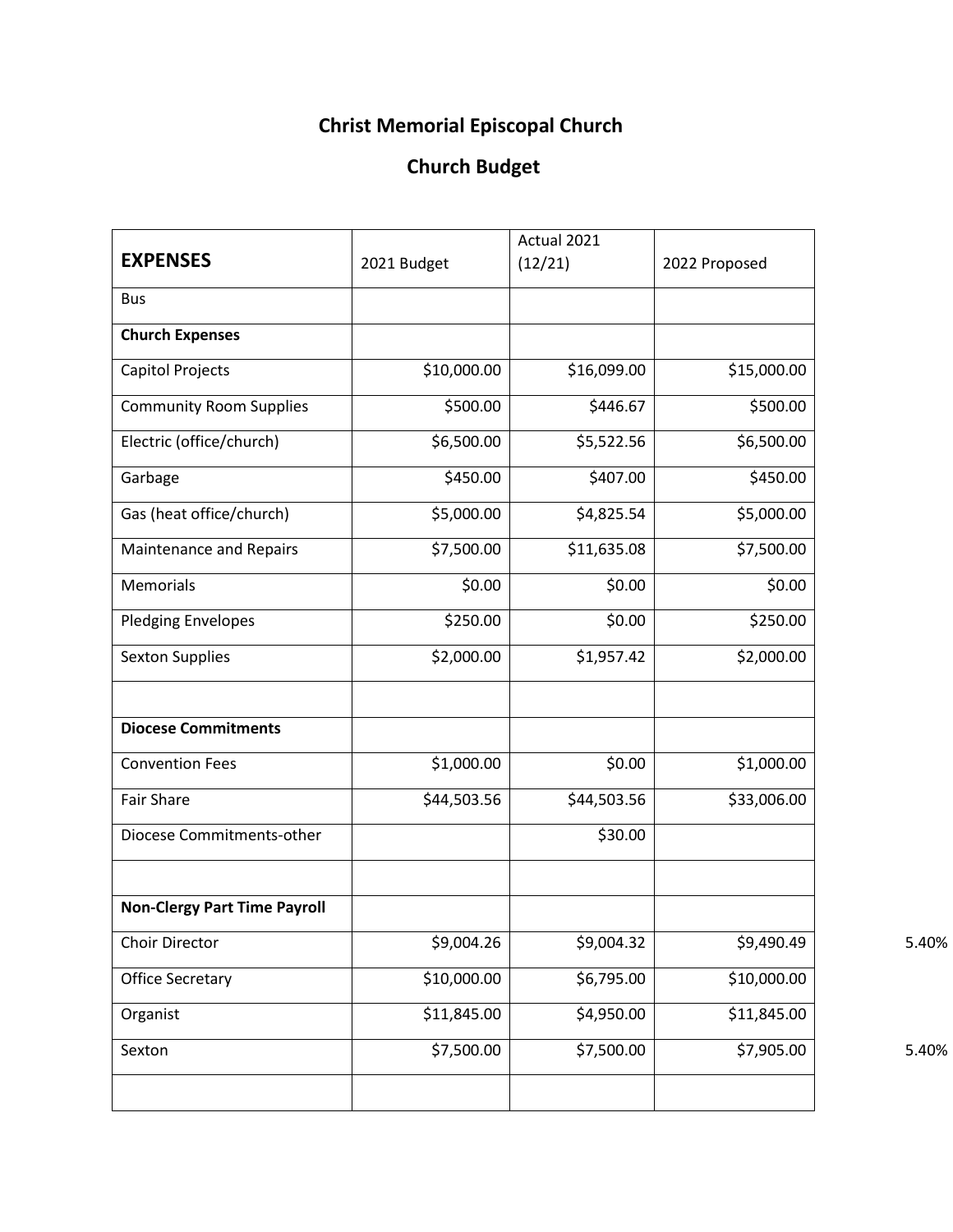# Christ Memorial Episcopal Church

## Church Budget

| **EXPENSES** | 2021 Budget | Actual 2021 (12/21) | 2022 Proposed | |
|---|---|---|---|---|
| Bus | | | | |
| **Church Expenses** | | | | |
| Capitol Projects | $10,000.00 | $16,099.00 | $15,000.00 | |
| Community Room Supplies | $500.00 | $446.67 | $500.00 | |
| Electric (office/church) | $6,500.00 | $5,522.56 | $6,500.00 | |
| Garbage | $450.00 | $407.00 | $450.00 | |
| Gas (heat office/church) | $5,000.00 | $4,825.54 | $5,000.00 | |
| Maintenance and Repairs | $7,500.00 | $11,635.08 | $7,500.00 | |
| Memorials | $0.00 | $0.00 | $0.00 | |
| Pledging Envelopes | $250.00 | $0.00 | $250.00 | |
| Sexton Supplies | $2,000.00 | $1,957.42 | $2,000.00 | |
| | | | | |
| **Diocese Commitments** | | | | |
| Convention Fees | $1,000.00 | $0.00 | $1,000.00 | |
| Fair Share | $44,503.56 | $44,503.56 | $33,006.00 | |
| Diocese Commitments-other | | $30.00 | | |
| | | | | |
| **Non-Clergy Part Time Payroll** | | | | |
| Choir Director | $9,004.26 | $9,004.32 | $9,490.49 | 5.40% |
| Office Secretary | $10,000.00 | $6,795.00 | $10,000.00 | |
| Organist | $11,845.00 | $4,950.00 | $11,845.00 | |
| Sexton | $7,500.00 | $7,500.00 | $7,905.00 | 5.40% |
| | | | | |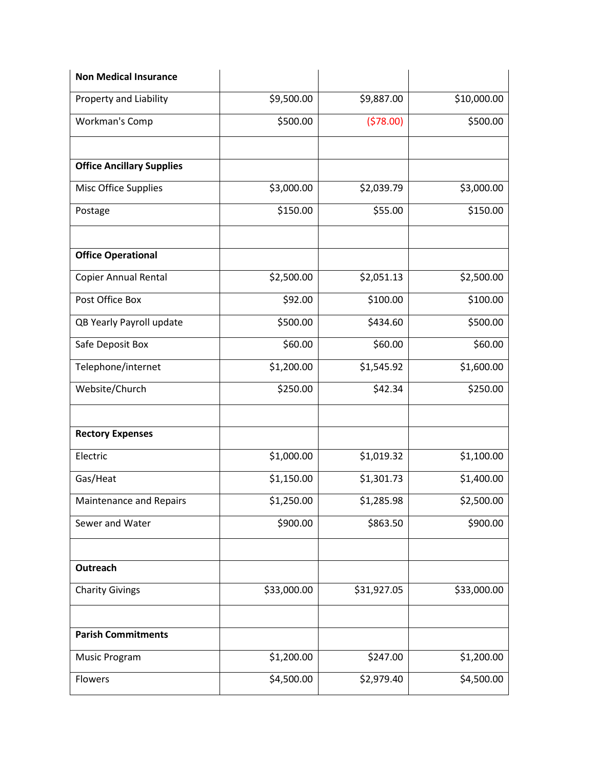| **Non Medical Insurance** | | | |
|---|---|---|---|
| Property and Liability | $9,500.00 | $9,887.00 | $10,000.00 |
| Workman's Comp | $500.00 | ($78.00) | $500.00 |
| | | | |
| **Office Ancillary Supplies** | | | |
| Misc Office Supplies | $3,000.00 | $2,039.79 | $3,000.00 |
| Postage | $150.00 | $55.00 | $150.00 |
| | | | |
| **Office Operational** | | | |
| Copier Annual Rental | $2,500.00 | $2,051.13 | $2,500.00 |
| Post Office Box | $92.00 | $100.00 | $100.00 |
| QB Yearly Payroll update | $500.00 | $434.60 | $500.00 |
| Safe Deposit Box | $60.00 | $60.00 | $60.00 |
| Telephone/internet | $1,200.00 | $1,545.92 | $1,600.00 |
| Website/Church | $250.00 | $42.34 | $250.00 |
| | | | |
| **Rectory Expenses** | | | |
| Electric | $1,000.00 | $1,019.32 | $1,100.00 |
| Gas/Heat | $1,150.00 | $1,301.73 | $1,400.00 |
| Maintenance and Repairs | $1,250.00 | $1,285.98 | $2,500.00 |
| Sewer and Water | $900.00 | $863.50 | $900.00 |
| | | | |
| **Outreach** | | | |
| Charity Givings | $33,000.00 | $31,927.05 | $33,000.00 |
| | | | |
| **Parish Commitments** | | | |
| Music Program | $1,200.00 | $247.00 | $1,200.00 |
| Flowers | $4,500.00 | $2,979.40 | $4,500.00 |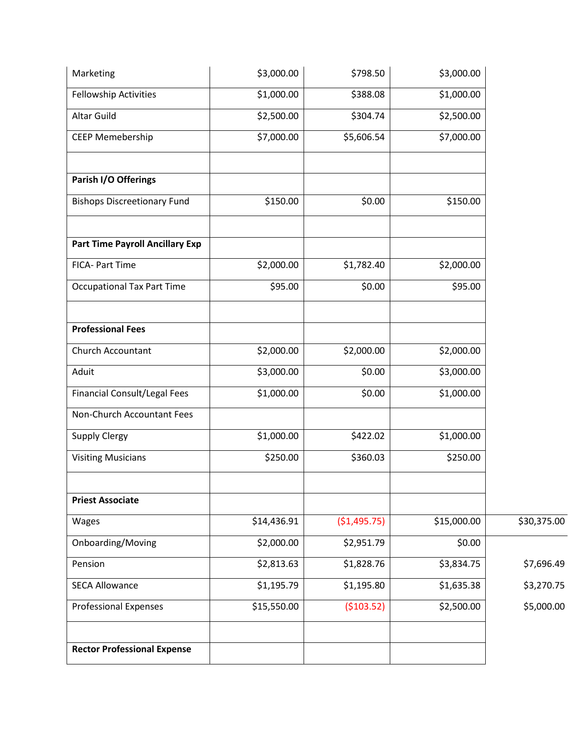| | | | | |
|---|---|---|---|---|
| Marketing | $3,000.00 | $798.50 | $3,000.00 | |
| Fellowship Activities | $1,000.00 | $388.08 | $1,000.00 | |
| Altar Guild | $2,500.00 | $304.74 | $2,500.00 | |
| CEEP Memebership | $7,000.00 | $5,606.54 | $7,000.00 | |
| | | | | |
| **Parish I/O Offerings** | | | | |
| Bishops Discreetionary Fund | $150.00 | $0.00 | $150.00 | |
| | | | | |
| **Part Time Payroll Ancillary Exp** | | | | |
| FICA- Part Time | $2,000.00 | $1,782.40 | $2,000.00 | |
| Occupational Tax Part Time | $95.00 | $0.00 | $95.00 | |
| | | | | |
| **Professional Fees** | | | | |
| Church Accountant | $2,000.00 | $2,000.00 | $2,000.00 | |
| Aduit | $3,000.00 | $0.00 | $3,000.00 | |
| Financial Consult/Legal Fees | $1,000.00 | $0.00 | $1,000.00 | |
| Non-Church Accountant Fees | | | | |
| Supply Clergy | $1,000.00 | $422.02 | $1,000.00 | |
| Visiting Musicians | $250.00 | $360.03 | $250.00 | |
| | | | | |
| **Priest Associate** | | | | |
| Wages | $14,436.91 | ($1,495.75) | $15,000.00 | $30,375.00 |
| Onboarding/Moving | $2,000.00 | $2,951.79 | $0.00 | |
| Pension | $2,813.63 | $1,828.76 | $3,834.75 | $7,696.49 |
| SECA Allowance | $1,195.79 | $1,195.80 | $1,635.38 | $3,270.75 |
| Professional Expenses | $15,550.00 | ($103.52) | $2,500.00 | $5,000.00 |
| | | | | |
| **Rector Professional Expense** | | | | |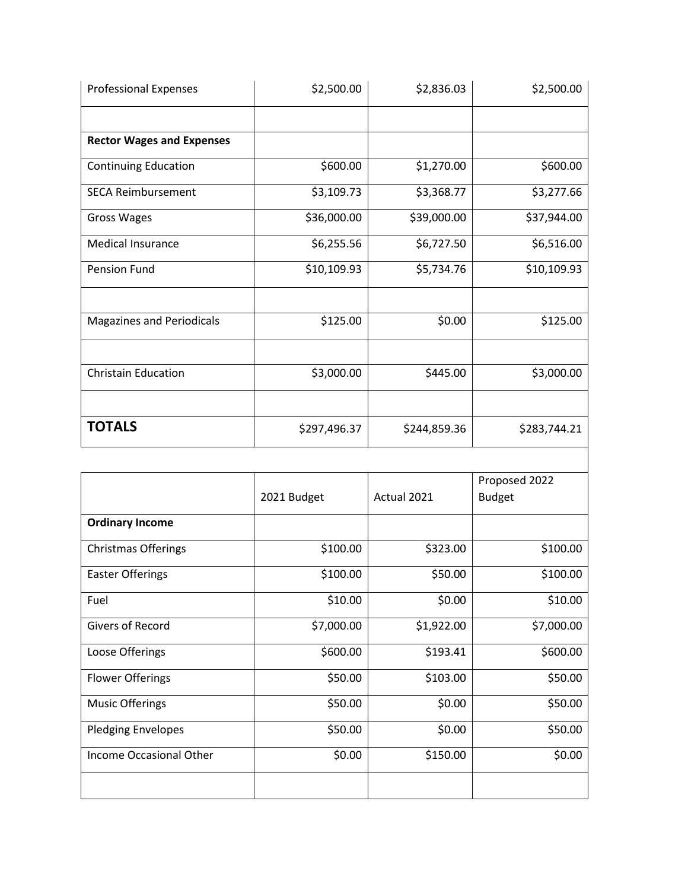| | | | |
|---|---|---|---|
| Professional Expenses | $2,500.00 | $2,836.03 | $2,500.00 |
| | | | |
| **Rector Wages and Expenses** | | | |
| Continuing Education | $600.00 | $1,270.00 | $600.00 |
| SECA Reimbursement | $3,109.73 | $3,368.77 | $3,277.66 |
| Gross Wages | $36,000.00 | $39,000.00 | $37,944.00 |
| Medical Insurance | $6,255.56 | $6,727.50 | $6,516.00 |
| Pension Fund | $10,109.93 | $5,734.76 | $10,109.93 |
| | | | |
| Magazines and Periodicals | $125.00 | $0.00 | $125.00 |
| | | | |
| Christain Education | $3,000.00 | $445.00 | $3,000.00 |
| | | | |
| **TOTALS** | $297,496.37 | $244,859.36 | $283,744.21 |

| | 2021 Budget | Actual 2021 | Proposed 2022 Budget |
|---|---|---|---|
| **Ordinary Income** | | | |
| Christmas Offerings | $100.00 | $323.00 | $100.00 |
| Easter Offerings | $100.00 | $50.00 | $100.00 |
| Fuel | $10.00 | $0.00 | $10.00 |
| Givers of Record | $7,000.00 | $1,922.00 | $7,000.00 |
| Loose Offerings | $600.00 | $193.41 | $600.00 |
| Flower Offerings | $50.00 | $103.00 | $50.00 |
| Music Offerings | $50.00 | $0.00 | $50.00 |
| Pledging Envelopes | $50.00 | $0.00 | $50.00 |
| Income Occasional Other | $0.00 | $150.00 | $0.00 |
| | | | |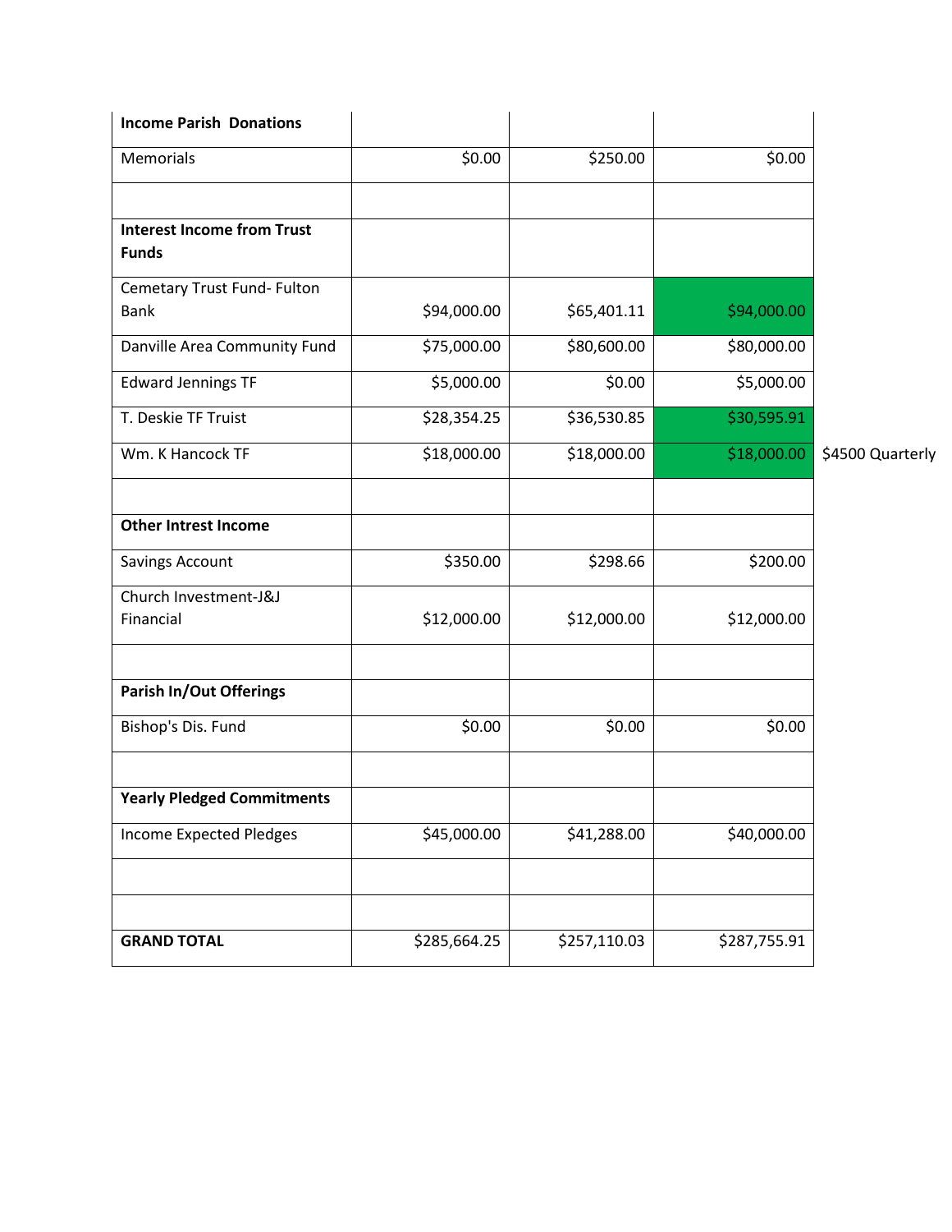| Income Parish Donations | | | | |
|---|---|---|---|---|
| Memorials | $0.00 | $250.00 | $0.00 | |
| | | | | |
| **Interest Income from Trust Funds** | | | | |
| Cemetary Trust Fund- Fulton Bank | $94,000.00 | $65,401.11 | $94,000.00 | |
| Danville Area Community Fund | $75,000.00 | $80,600.00 | $80,000.00 | |
| Edward Jennings TF | $5,000.00 | $0.00 | $5,000.00 | |
| T. Deskie TF Truist | $28,354.25 | $36,530.85 | $30,595.91 | |
| Wm. K Hancock TF | $18,000.00 | $18,000.00 | $18,000.00 | $4500 Quarterly |
| | | | | |
| **Other Intrest Income** | | | | |
| Savings Account | $350.00 | $298.66 | $200.00 | |
| Church Investment-J&J Financial | $12,000.00 | $12,000.00 | $12,000.00 | |
| | | | | |
| **Parish In/Out Offerings** | | | | |
| Bishop's Dis. Fund | $0.00 | $0.00 | $0.00 | |
| | | | | |
| **Yearly Pledged Commitments** | | | | |
| Income Expected Pledges | $45,000.00 | $41,288.00 | $40,000.00 | |
| | | | | |
| | | | | |
| **GRAND TOTAL** | $285,664.25 | $257,110.03 | $287,755.91 | |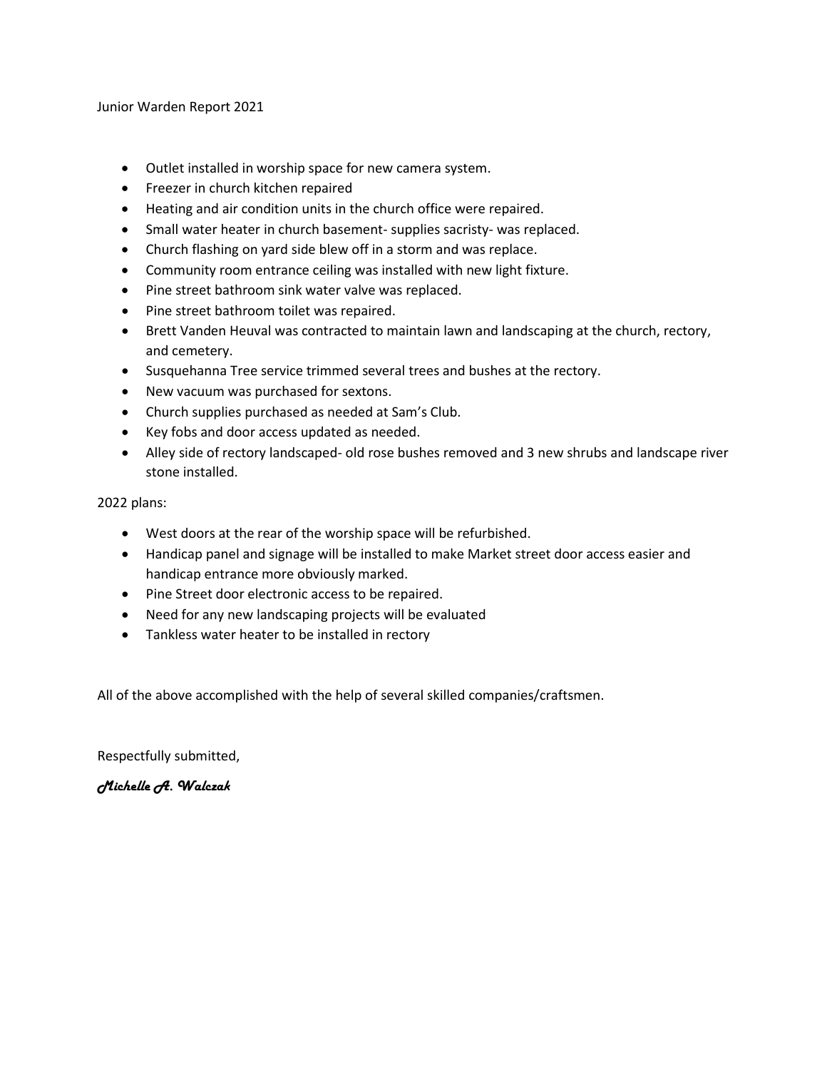Junior Warden Report 2021

- Outlet installed in worship space for new camera system.
- Freezer in church kitchen repaired
- Heating and air condition units in the church office were repaired.
- Small water heater in church basement- supplies sacristy- was replaced.
- Church flashing on yard side blew off in a storm and was replace.
- Community room entrance ceiling was installed with new light fixture.
- Pine street bathroom sink water valve was replaced.
- Pine street bathroom toilet was repaired.
- Brett Vanden Heuval was contracted to maintain lawn and landscaping at the church, rectory, and cemetery.
- Susquehanna Tree service trimmed several trees and bushes at the rectory.
- New vacuum was purchased for sextons.
- Church supplies purchased as needed at Sam's Club.
- Key fobs and door access updated as needed.
- Alley side of rectory landscaped- old rose bushes removed and 3 new shrubs and landscape river stone installed.

2022 plans:

- West doors at the rear of the worship space will be refurbished.
- Handicap panel and signage will be installed to make Market street door access easier and handicap entrance more obviously marked.
- Pine Street door electronic access to be repaired.
- Need for any new landscaping projects will be evaluated
- Tankless water heater to be installed in rectory

All of the above accomplished with the help of several skilled companies/craftsmen.

Respectfully submitted,

*Michelle A. Walczak*